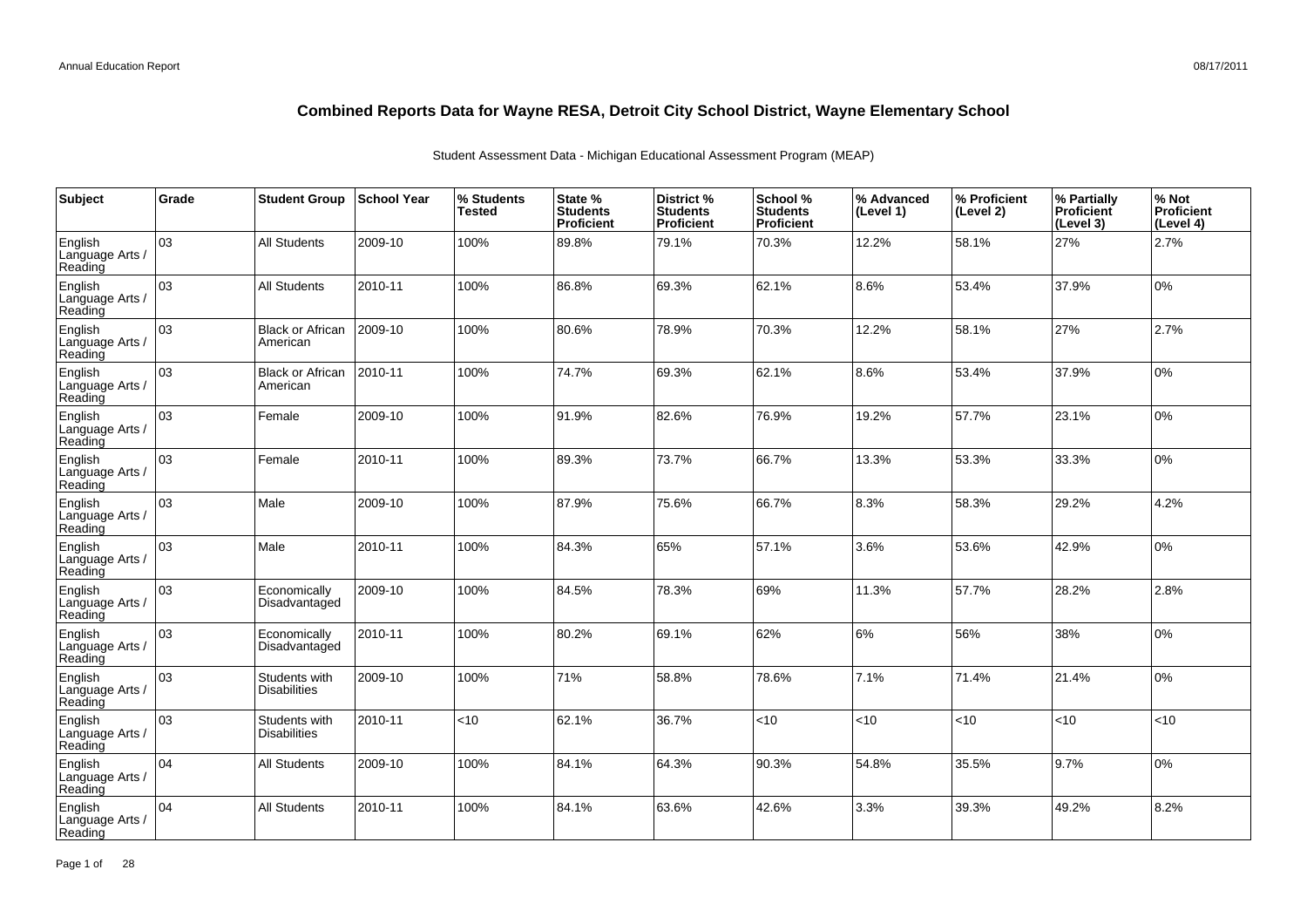# Combined Reports Data for Wayne RESA, Detroit City School District, Wayne Elementary School

Student Assessment Data - Michigan Educational Assessment Program (MEAP)

| Subject | Grade | Student Group | School Year | % Students Tested | State % Students Proficient | District % Students Proficient | School % Students Proficient | % Advanced (Level 1) | % Proficient (Level 2) | % Partially Proficient (Level 3) | % Not Proficient (Level 4) |
|---|---|---|---|---|---|---|---|---|---|---|---|
| English Language Arts / Reading | 03 | All Students | 2009-10 | 100% | 89.8% | 79.1% | 70.3% | 12.2% | 58.1% | 27% | 2.7% |
| English Language Arts / Reading | 03 | All Students | 2010-11 | 100% | 86.8% | 69.3% | 62.1% | 8.6% | 53.4% | 37.9% | 0% |
| English Language Arts / Reading | 03 | Black or African American | 2009-10 | 100% | 80.6% | 78.9% | 70.3% | 12.2% | 58.1% | 27% | 2.7% |
| English Language Arts / Reading | 03 | Black or African American | 2010-11 | 100% | 74.7% | 69.3% | 62.1% | 8.6% | 53.4% | 37.9% | 0% |
| English Language Arts / Reading | 03 | Female | 2009-10 | 100% | 91.9% | 82.6% | 76.9% | 19.2% | 57.7% | 23.1% | 0% |
| English Language Arts / Reading | 03 | Female | 2010-11 | 100% | 89.3% | 73.7% | 66.7% | 13.3% | 53.3% | 33.3% | 0% |
| English Language Arts / Reading | 03 | Male | 2009-10 | 100% | 87.9% | 75.6% | 66.7% | 8.3% | 58.3% | 29.2% | 4.2% |
| English Language Arts / Reading | 03 | Male | 2010-11 | 100% | 84.3% | 65% | 57.1% | 3.6% | 53.6% | 42.9% | 0% |
| English Language Arts / Reading | 03 | Economically Disadvantaged | 2009-10 | 100% | 84.5% | 78.3% | 69% | 11.3% | 57.7% | 28.2% | 2.8% |
| English Language Arts / Reading | 03 | Economically Disadvantaged | 2010-11 | 100% | 80.2% | 69.1% | 62% | 6% | 56% | 38% | 0% |
| English Language Arts / Reading | 03 | Students with Disabilities | 2009-10 | 100% | 71% | 58.8% | 78.6% | 7.1% | 71.4% | 21.4% | 0% |
| English Language Arts / Reading | 03 | Students with Disabilities | 2010-11 | <10 | 62.1% | 36.7% | <10 | <10 | <10 | <10 | <10 |
| English Language Arts / Reading | 04 | All Students | 2009-10 | 100% | 84.1% | 64.3% | 90.3% | 54.8% | 35.5% | 9.7% | 0% |
| English Language Arts / Reading | 04 | All Students | 2010-11 | 100% | 84.1% | 63.6% | 42.6% | 3.3% | 39.3% | 49.2% | 8.2% |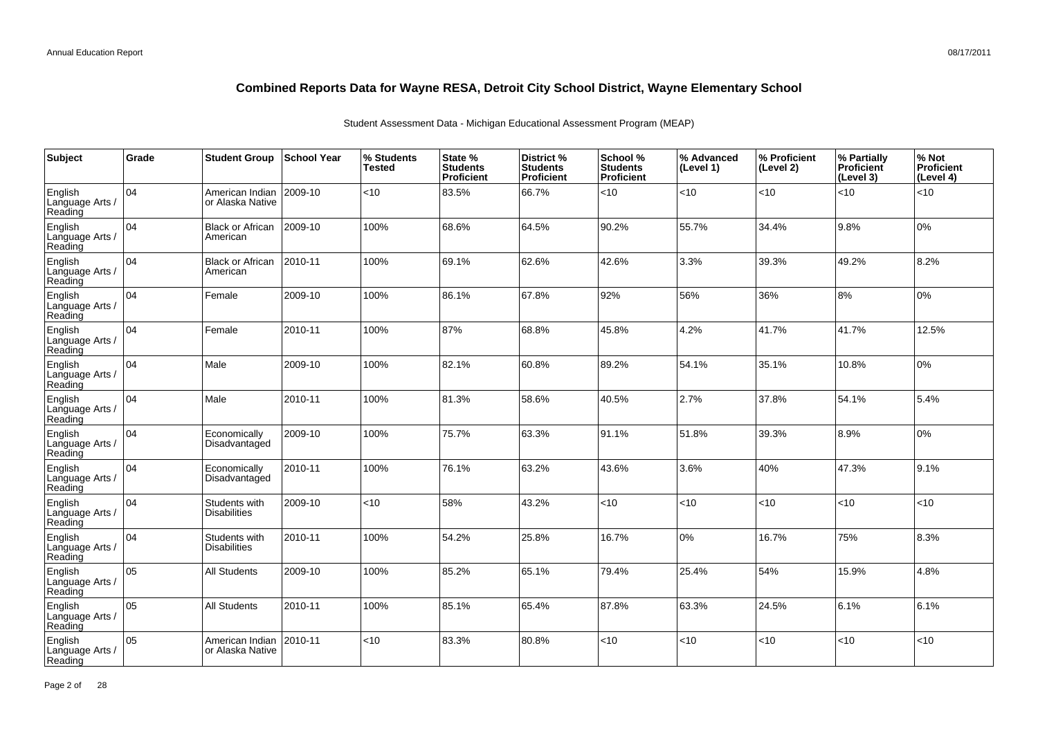# Combined Reports Data for Wayne RESA, Detroit City School District, Wayne Elementary School

Student Assessment Data - Michigan Educational Assessment Program (MEAP)

| Subject | Grade | Student Group | School Year | % Students Tested | State % Students Proficient | District % Students Proficient | School % Students Proficient | % Advanced (Level 1) | % Proficient (Level 2) | % Partially Proficient (Level 3) | % Not Proficient (Level 4) |
|---|---|---|---|---|---|---|---|---|---|---|---|
| English Language Arts / Reading | 04 | American Indian or Alaska Native | 2009-10 | <10 | 83.5% | 66.7% | <10 | <10 | <10 | <10 | <10 |
| English Language Arts / Reading | 04 | Black or African American | 2009-10 | 100% | 68.6% | 64.5% | 90.2% | 55.7% | 34.4% | 9.8% | 0% |
| English Language Arts / Reading | 04 | Black or African American | 2010-11 | 100% | 69.1% | 62.6% | 42.6% | 3.3% | 39.3% | 49.2% | 8.2% |
| English Language Arts / Reading | 04 | Female | 2009-10 | 100% | 86.1% | 67.8% | 92% | 56% | 36% | 8% | 0% |
| English Language Arts / Reading | 04 | Female | 2010-11 | 100% | 87% | 68.8% | 45.8% | 4.2% | 41.7% | 41.7% | 12.5% |
| English Language Arts / Reading | 04 | Male | 2009-10 | 100% | 82.1% | 60.8% | 89.2% | 54.1% | 35.1% | 10.8% | 0% |
| English Language Arts / Reading | 04 | Male | 2010-11 | 100% | 81.3% | 58.6% | 40.5% | 2.7% | 37.8% | 54.1% | 5.4% |
| English Language Arts / Reading | 04 | Economically Disadvantaged | 2009-10 | 100% | 75.7% | 63.3% | 91.1% | 51.8% | 39.3% | 8.9% | 0% |
| English Language Arts / Reading | 04 | Economically Disadvantaged | 2010-11 | 100% | 76.1% | 63.2% | 43.6% | 3.6% | 40% | 47.3% | 9.1% |
| English Language Arts / Reading | 04 | Students with Disabilities | 2009-10 | <10 | 58% | 43.2% | <10 | <10 | <10 | <10 | <10 |
| English Language Arts / Reading | 04 | Students with Disabilities | 2010-11 | 100% | 54.2% | 25.8% | 16.7% | 0% | 16.7% | 75% | 8.3% |
| English Language Arts / Reading | 05 | All Students | 2009-10 | 100% | 85.2% | 65.1% | 79.4% | 25.4% | 54% | 15.9% | 4.8% |
| English Language Arts / Reading | 05 | All Students | 2010-11 | 100% | 85.1% | 65.4% | 87.8% | 63.3% | 24.5% | 6.1% | 6.1% |
| English Language Arts / Reading | 05 | American Indian or Alaska Native | 2010-11 | <10 | 83.3% | 80.8% | <10 | <10 | <10 | <10 | <10 |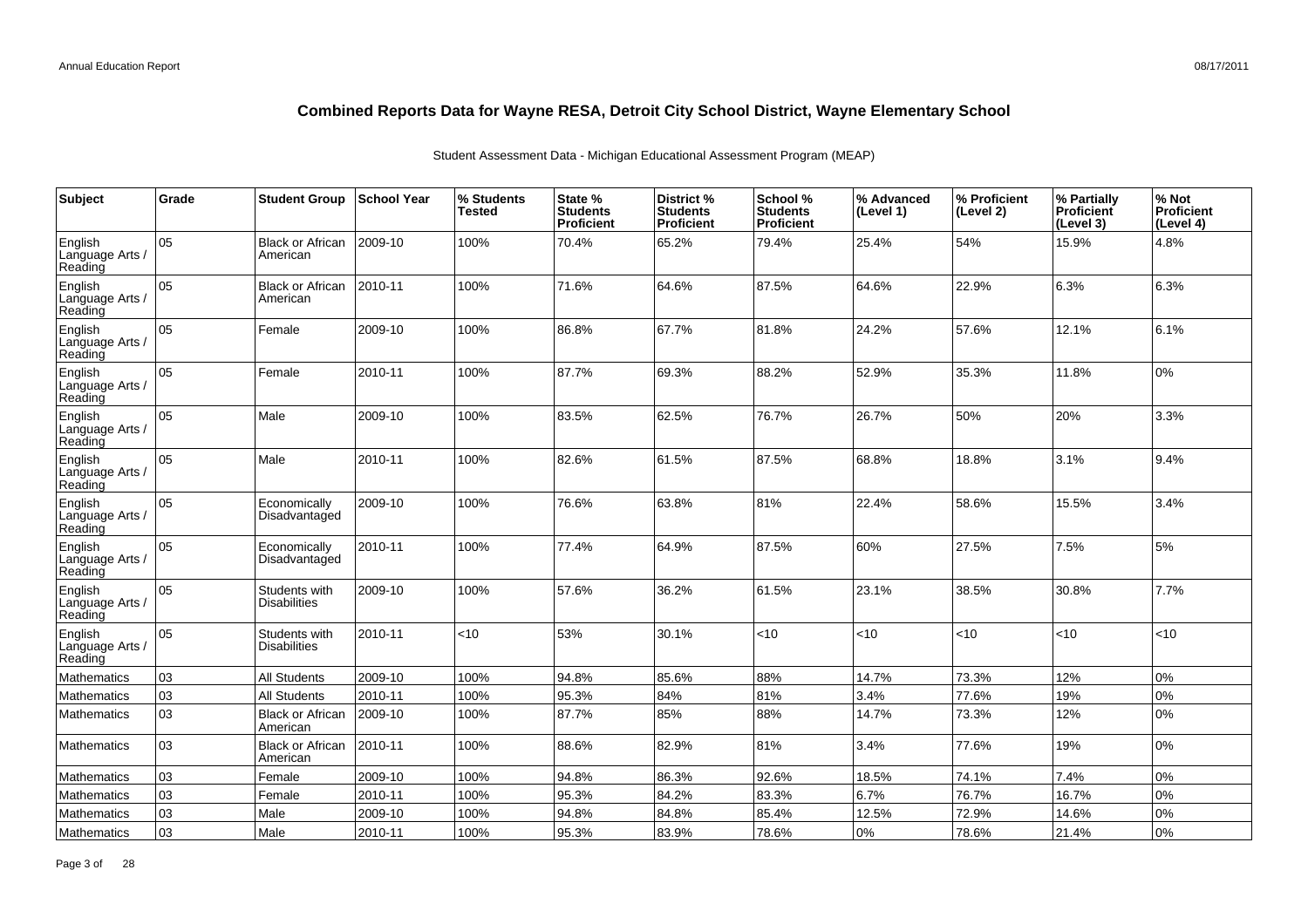# Combined Reports Data for Wayne RESA, Detroit City School District, Wayne Elementary School

Student Assessment Data - Michigan Educational Assessment Program (MEAP)

| Subject | Grade | Student Group | School Year | % Students Tested | State % Students Proficient | District % Students Proficient | School % Students Proficient | % Advanced (Level 1) | % Proficient (Level 2) | % Partially Proficient (Level 3) | % Not Proficient (Level 4) |
|---|---|---|---|---|---|---|---|---|---|---|---|
| English Language Arts / Reading | 05 | Black or African American | 2009-10 | 100% | 70.4% | 65.2% | 79.4% | 25.4% | 54% | 15.9% | 4.8% |
| English Language Arts / Reading | 05 | Black or African American | 2010-11 | 100% | 71.6% | 64.6% | 87.5% | 64.6% | 22.9% | 6.3% | 6.3% |
| English Language Arts / Reading | 05 | Female | 2009-10 | 100% | 86.8% | 67.7% | 81.8% | 24.2% | 57.6% | 12.1% | 6.1% |
| English Language Arts / Reading | 05 | Female | 2010-11 | 100% | 87.7% | 69.3% | 88.2% | 52.9% | 35.3% | 11.8% | 0% |
| English Language Arts / Reading | 05 | Male | 2009-10 | 100% | 83.5% | 62.5% | 76.7% | 26.7% | 50% | 20% | 3.3% |
| English Language Arts / Reading | 05 | Male | 2010-11 | 100% | 82.6% | 61.5% | 87.5% | 68.8% | 18.8% | 3.1% | 9.4% |
| English Language Arts / Reading | 05 | Economically Disadvantaged | 2009-10 | 100% | 76.6% | 63.8% | 81% | 22.4% | 58.6% | 15.5% | 3.4% |
| English Language Arts / Reading | 05 | Economically Disadvantaged | 2010-11 | 100% | 77.4% | 64.9% | 87.5% | 60% | 27.5% | 7.5% | 5% |
| English Language Arts / Reading | 05 | Students with Disabilities | 2009-10 | 100% | 57.6% | 36.2% | 61.5% | 23.1% | 38.5% | 30.8% | 7.7% |
| English Language Arts / Reading | 05 | Students with Disabilities | 2010-11 | <10 | 53% | 30.1% | <10 | <10 | <10 | <10 | <10 |
| Mathematics | 03 | All Students | 2009-10 | 100% | 94.8% | 85.6% | 88% | 14.7% | 73.3% | 12% | 0% |
| Mathematics | 03 | All Students | 2010-11 | 100% | 95.3% | 84% | 81% | 3.4% | 77.6% | 19% | 0% |
| Mathematics | 03 | Black or African American | 2009-10 | 100% | 87.7% | 85% | 88% | 14.7% | 73.3% | 12% | 0% |
| Mathematics | 03 | Black or African American | 2010-11 | 100% | 88.6% | 82.9% | 81% | 3.4% | 77.6% | 19% | 0% |
| Mathematics | 03 | Female | 2009-10 | 100% | 94.8% | 86.3% | 92.6% | 18.5% | 74.1% | 7.4% | 0% |
| Mathematics | 03 | Female | 2010-11 | 100% | 95.3% | 84.2% | 83.3% | 6.7% | 76.7% | 16.7% | 0% |
| Mathematics | 03 | Male | 2009-10 | 100% | 94.8% | 84.8% | 85.4% | 12.5% | 72.9% | 14.6% | 0% |
| Mathematics | 03 | Male | 2010-11 | 100% | 95.3% | 83.9% | 78.6% | 0% | 78.6% | 21.4% | 0% |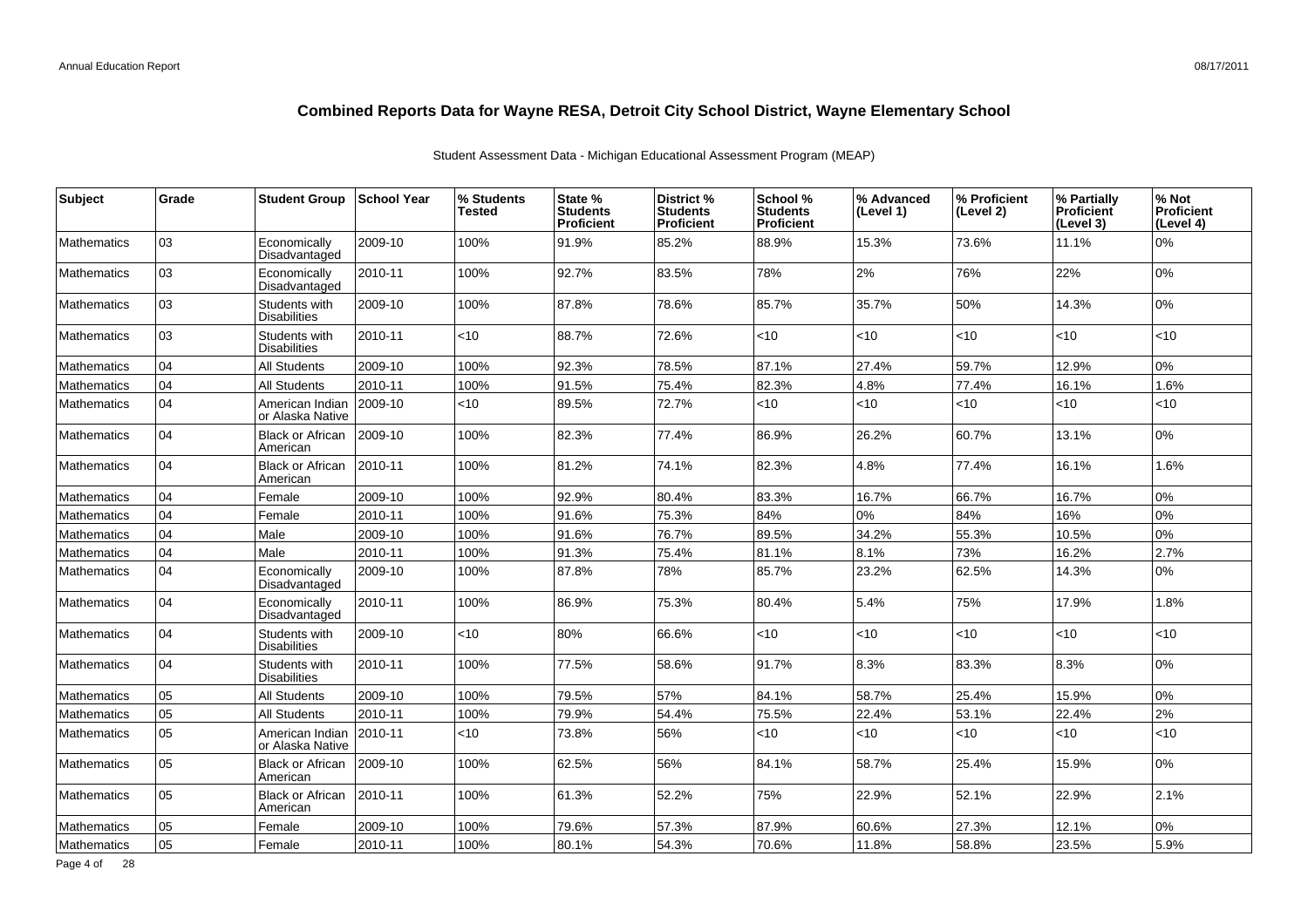# Combined Reports Data for Wayne RESA, Detroit City School District, Wayne Elementary School

Student Assessment Data - Michigan Educational Assessment Program (MEAP)

| Subject | Grade | Student Group | School Year | % Students Tested | State % Students Proficient | District % Students Proficient | School % Students Proficient | % Advanced (Level 1) | % Proficient (Level 2) | % Partially Proficient (Level 3) | % Not Proficient (Level 4) |
|---|---|---|---|---|---|---|---|---|---|---|---|
| Mathematics | 03 | Economically Disadvantaged | 2009-10 | 100% | 91.9% | 85.2% | 88.9% | 15.3% | 73.6% | 11.1% | 0% |
| Mathematics | 03 | Economically Disadvantaged | 2010-11 | 100% | 92.7% | 83.5% | 78% | 2% | 76% | 22% | 0% |
| Mathematics | 03 | Students with Disabilities | 2009-10 | 100% | 87.8% | 78.6% | 85.7% | 35.7% | 50% | 14.3% | 0% |
| Mathematics | 03 | Students with Disabilities | 2010-11 | <10 | 88.7% | 72.6% | <10 | <10 | <10 | <10 | <10 |
| Mathematics | 04 | All Students | 2009-10 | 100% | 92.3% | 78.5% | 87.1% | 27.4% | 59.7% | 12.9% | 0% |
| Mathematics | 04 | All Students | 2010-11 | 100% | 91.5% | 75.4% | 82.3% | 4.8% | 77.4% | 16.1% | 1.6% |
| Mathematics | 04 | American Indian or Alaska Native | 2009-10 | <10 | 89.5% | 72.7% | <10 | <10 | <10 | <10 | <10 |
| Mathematics | 04 | Black or African American | 2009-10 | 100% | 82.3% | 77.4% | 86.9% | 26.2% | 60.7% | 13.1% | 0% |
| Mathematics | 04 | Black or African American | 2010-11 | 100% | 81.2% | 74.1% | 82.3% | 4.8% | 77.4% | 16.1% | 1.6% |
| Mathematics | 04 | Female | 2009-10 | 100% | 92.9% | 80.4% | 83.3% | 16.7% | 66.7% | 16.7% | 0% |
| Mathematics | 04 | Female | 2010-11 | 100% | 91.6% | 75.3% | 84% | 0% | 84% | 16% | 0% |
| Mathematics | 04 | Male | 2009-10 | 100% | 91.6% | 76.7% | 89.5% | 34.2% | 55.3% | 10.5% | 0% |
| Mathematics | 04 | Male | 2010-11 | 100% | 91.3% | 75.4% | 81.1% | 8.1% | 73% | 16.2% | 2.7% |
| Mathematics | 04 | Economically Disadvantaged | 2009-10 | 100% | 87.8% | 78% | 85.7% | 23.2% | 62.5% | 14.3% | 0% |
| Mathematics | 04 | Economically Disadvantaged | 2010-11 | 100% | 86.9% | 75.3% | 80.4% | 5.4% | 75% | 17.9% | 1.8% |
| Mathematics | 04 | Students with Disabilities | 2009-10 | <10 | 80% | 66.6% | <10 | <10 | <10 | <10 | <10 |
| Mathematics | 04 | Students with Disabilities | 2010-11 | 100% | 77.5% | 58.6% | 91.7% | 8.3% | 83.3% | 8.3% | 0% |
| Mathematics | 05 | All Students | 2009-10 | 100% | 79.5% | 57% | 84.1% | 58.7% | 25.4% | 15.9% | 0% |
| Mathematics | 05 | All Students | 2010-11 | 100% | 79.9% | 54.4% | 75.5% | 22.4% | 53.1% | 22.4% | 2% |
| Mathematics | 05 | American Indian or Alaska Native | 2010-11 | <10 | 73.8% | 56% | <10 | <10 | <10 | <10 | <10 |
| Mathematics | 05 | Black or African American | 2009-10 | 100% | 62.5% | 56% | 84.1% | 58.7% | 25.4% | 15.9% | 0% |
| Mathematics | 05 | Black or African American | 2010-11 | 100% | 61.3% | 52.2% | 75% | 22.9% | 52.1% | 22.9% | 2.1% |
| Mathematics | 05 | Female | 2009-10 | 100% | 79.6% | 57.3% | 87.9% | 60.6% | 27.3% | 12.1% | 0% |
| Mathematics | 05 | Female | 2010-11 | 100% | 80.1% | 54.3% | 70.6% | 11.8% | 58.8% | 23.5% | 5.9% |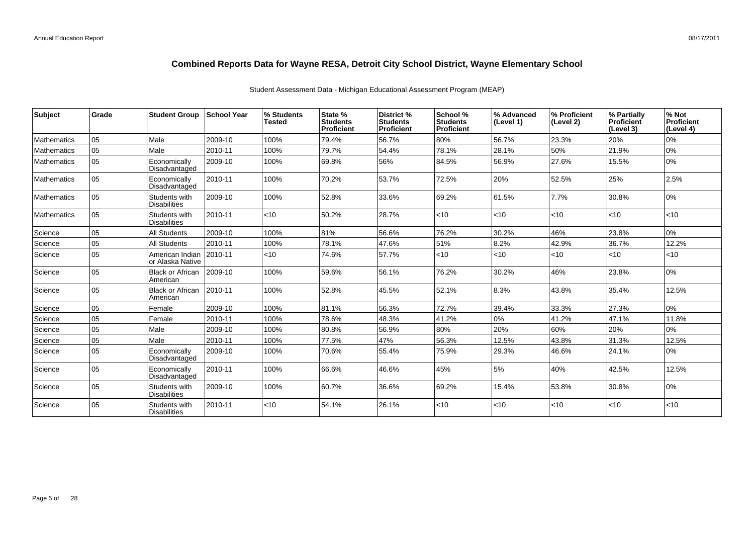# Combined Reports Data for Wayne RESA, Detroit City School District, Wayne Elementary School

Student Assessment Data - Michigan Educational Assessment Program (MEAP)

| Subject | Grade | Student Group | School Year | % Students Tested | State % Students Proficient | District % Students Proficient | School % Students Proficient | % Advanced (Level 1) | % Proficient (Level 2) | % Partially Proficient (Level 3) | % Not Proficient (Level 4) |
|---|---|---|---|---|---|---|---|---|---|---|---|
| Mathematics | 05 | Male | 2009-10 | 100% | 79.4% | 56.7% | 80% | 56.7% | 23.3% | 20% | 0% |
| Mathematics | 05 | Male | 2010-11 | 100% | 79.7% | 54.4% | 78.1% | 28.1% | 50% | 21.9% | 0% |
| Mathematics | 05 | Economically Disadvantaged | 2009-10 | 100% | 69.8% | 56% | 84.5% | 56.9% | 27.6% | 15.5% | 0% |
| Mathematics | 05 | Economically Disadvantaged | 2010-11 | 100% | 70.2% | 53.7% | 72.5% | 20% | 52.5% | 25% | 2.5% |
| Mathematics | 05 | Students with Disabilities | 2009-10 | 100% | 52.8% | 33.6% | 69.2% | 61.5% | 7.7% | 30.8% | 0% |
| Mathematics | 05 | Students with Disabilities | 2010-11 | <10 | 50.2% | 28.7% | <10 | <10 | <10 | <10 | <10 |
| Science | 05 | All Students | 2009-10 | 100% | 81% | 56.6% | 76.2% | 30.2% | 46% | 23.8% | 0% |
| Science | 05 | All Students | 2010-11 | 100% | 78.1% | 47.6% | 51% | 8.2% | 42.9% | 36.7% | 12.2% |
| Science | 05 | American Indian or Alaska Native | 2010-11 | <10 | 74.6% | 57.7% | <10 | <10 | <10 | <10 | <10 |
| Science | 05 | Black or African American | 2009-10 | 100% | 59.6% | 56.1% | 76.2% | 30.2% | 46% | 23.8% | 0% |
| Science | 05 | Black or African American | 2010-11 | 100% | 52.8% | 45.5% | 52.1% | 8.3% | 43.8% | 35.4% | 12.5% |
| Science | 05 | Female | 2009-10 | 100% | 81.1% | 56.3% | 72.7% | 39.4% | 33.3% | 27.3% | 0% |
| Science | 05 | Female | 2010-11 | 100% | 78.6% | 48.3% | 41.2% | 0% | 41.2% | 47.1% | 11.8% |
| Science | 05 | Male | 2009-10 | 100% | 80.8% | 56.9% | 80% | 20% | 60% | 20% | 0% |
| Science | 05 | Male | 2010-11 | 100% | 77.5% | 47% | 56.3% | 12.5% | 43.8% | 31.3% | 12.5% |
| Science | 05 | Economically Disadvantaged | 2009-10 | 100% | 70.6% | 55.4% | 75.9% | 29.3% | 46.6% | 24.1% | 0% |
| Science | 05 | Economically Disadvantaged | 2010-11 | 100% | 66.6% | 46.6% | 45% | 5% | 40% | 42.5% | 12.5% |
| Science | 05 | Students with Disabilities | 2009-10 | 100% | 60.7% | 36.6% | 69.2% | 15.4% | 53.8% | 30.8% | 0% |
| Science | 05 | Students with Disabilities | 2010-11 | <10 | 54.1% | 26.1% | <10 | <10 | <10 | <10 | <10 |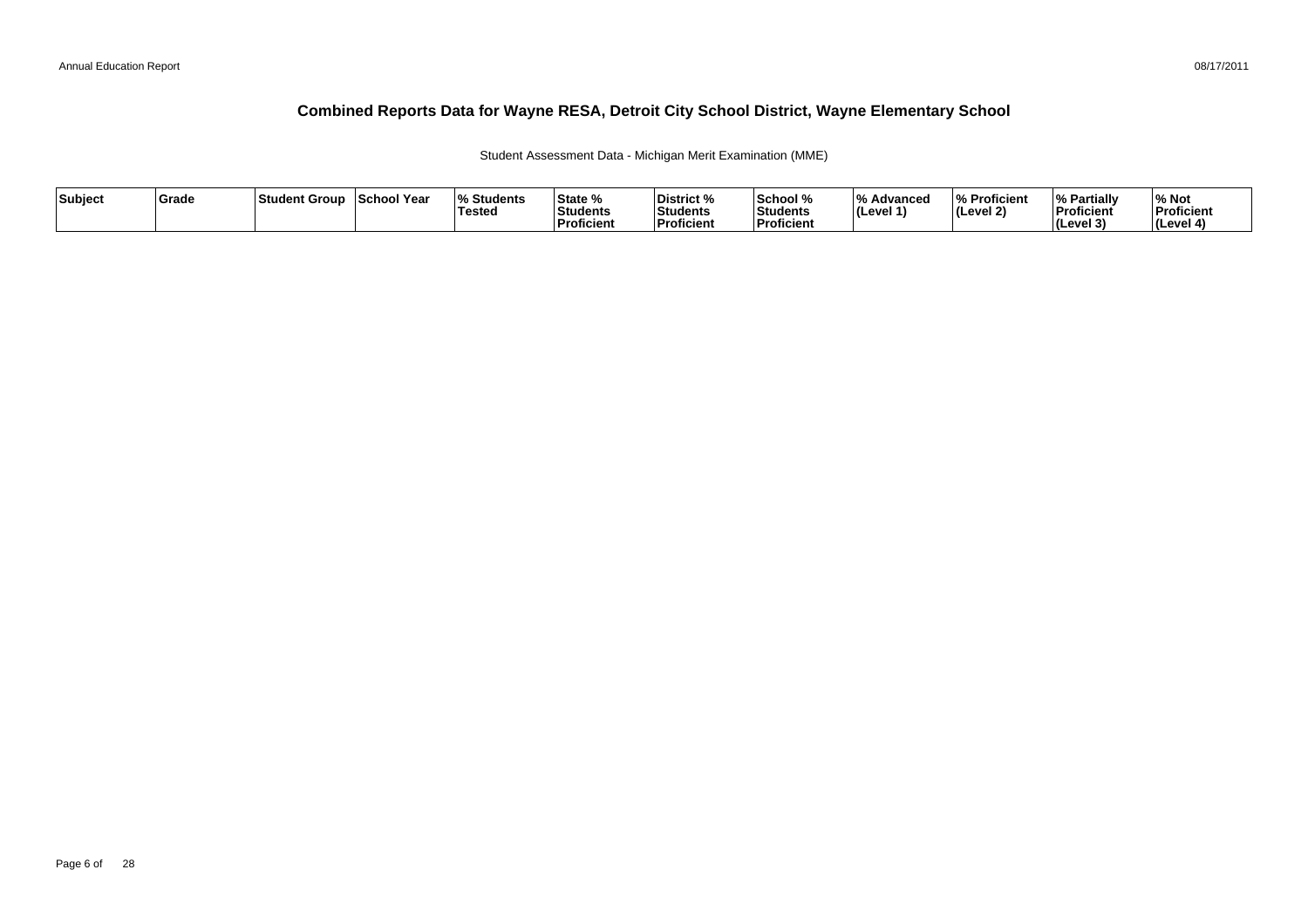## Combined Reports Data for Wayne RESA, Detroit City School District, Wayne Elementary School

Student Assessment Data - Michigan Merit Examination (MME)

| Subject | Grade | Student Group | School Year | % Students Tested | State % Students Proficient | District % Students Proficient | School % Students Proficient | % Advanced (Level 1) | % Proficient (Level 2) | % Partially Proficient (Level 3) | % Not Proficient (Level 4) |
|---|---|---|---|---|---|---|---|---|---|---|---|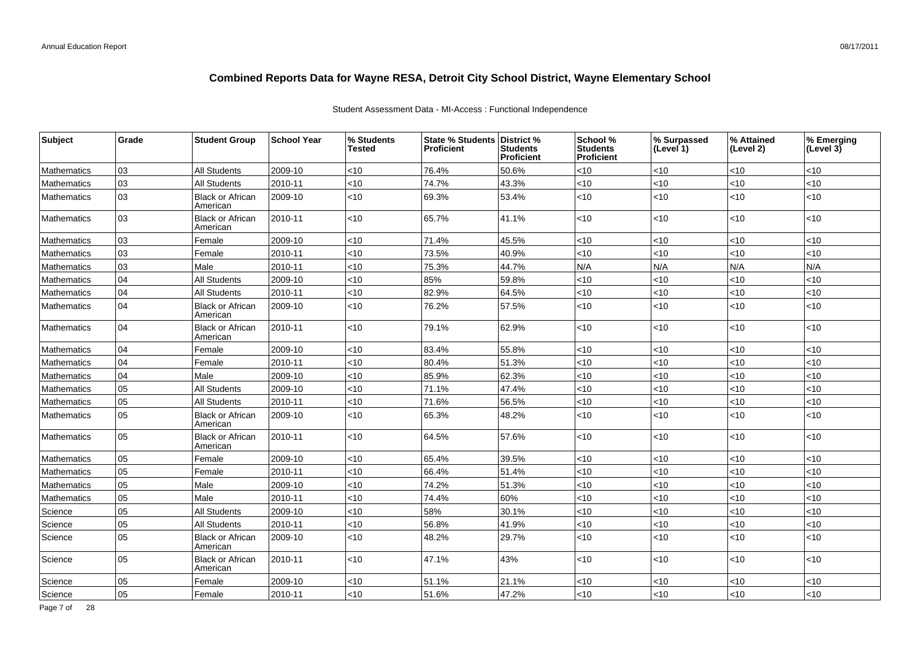# Combined Reports Data for Wayne RESA, Detroit City School District, Wayne Elementary School

Student Assessment Data - MI-Access : Functional Independence

| Subject | Grade | Student Group | School Year | % Students Tested | State % Students Proficient | District % Students Proficient | School % Students Proficient | % Surpassed (Level 1) | % Attained (Level 2) | % Emerging (Level 3) |
|---|---|---|---|---|---|---|---|---|---|---|
| Mathematics | 03 | All Students | 2009-10 | <10 | 76.4% | 50.6% | <10 | <10 | <10 | <10 |
| Mathematics | 03 | All Students | 2010-11 | <10 | 74.7% | 43.3% | <10 | <10 | <10 | <10 |
| Mathematics | 03 | Black or African American | 2009-10 | <10 | 69.3% | 53.4% | <10 | <10 | <10 | <10 |
| Mathematics | 03 | Black or African American | 2010-11 | <10 | 65.7% | 41.1% | <10 | <10 | <10 | <10 |
| Mathematics | 03 | Female | 2009-10 | <10 | 71.4% | 45.5% | <10 | <10 | <10 | <10 |
| Mathematics | 03 | Female | 2010-11 | <10 | 73.5% | 40.9% | <10 | <10 | <10 | <10 |
| Mathematics | 03 | Male | 2010-11 | <10 | 75.3% | 44.7% | N/A | N/A | N/A | N/A |
| Mathematics | 04 | All Students | 2009-10 | <10 | 85% | 59.8% | <10 | <10 | <10 | <10 |
| Mathematics | 04 | All Students | 2010-11 | <10 | 82.9% | 64.5% | <10 | <10 | <10 | <10 |
| Mathematics | 04 | Black or African American | 2009-10 | <10 | 76.2% | 57.5% | <10 | <10 | <10 | <10 |
| Mathematics | 04 | Black or African American | 2010-11 | <10 | 79.1% | 62.9% | <10 | <10 | <10 | <10 |
| Mathematics | 04 | Female | 2009-10 | <10 | 83.4% | 55.8% | <10 | <10 | <10 | <10 |
| Mathematics | 04 | Female | 2010-11 | <10 | 80.4% | 51.3% | <10 | <10 | <10 | <10 |
| Mathematics | 04 | Male | 2009-10 | <10 | 85.9% | 62.3% | <10 | <10 | <10 | <10 |
| Mathematics | 05 | All Students | 2009-10 | <10 | 71.1% | 47.4% | <10 | <10 | <10 | <10 |
| Mathematics | 05 | All Students | 2010-11 | <10 | 71.6% | 56.5% | <10 | <10 | <10 | <10 |
| Mathematics | 05 | Black or African American | 2009-10 | <10 | 65.3% | 48.2% | <10 | <10 | <10 | <10 |
| Mathematics | 05 | Black or African American | 2010-11 | <10 | 64.5% | 57.6% | <10 | <10 | <10 | <10 |
| Mathematics | 05 | Female | 2009-10 | <10 | 65.4% | 39.5% | <10 | <10 | <10 | <10 |
| Mathematics | 05 | Female | 2010-11 | <10 | 66.4% | 51.4% | <10 | <10 | <10 | <10 |
| Mathematics | 05 | Male | 2009-10 | <10 | 74.2% | 51.3% | <10 | <10 | <10 | <10 |
| Mathematics | 05 | Male | 2010-11 | <10 | 74.4% | 60% | <10 | <10 | <10 | <10 |
| Science | 05 | All Students | 2009-10 | <10 | 58% | 30.1% | <10 | <10 | <10 | <10 |
| Science | 05 | All Students | 2010-11 | <10 | 56.8% | 41.9% | <10 | <10 | <10 | <10 |
| Science | 05 | Black or African American | 2009-10 | <10 | 48.2% | 29.7% | <10 | <10 | <10 | <10 |
| Science | 05 | Black or African American | 2010-11 | <10 | 47.1% | 43% | <10 | <10 | <10 | <10 |
| Science | 05 | Female | 2009-10 | <10 | 51.1% | 21.1% | <10 | <10 | <10 | <10 |
| Science | 05 | Female | 2010-11 | <10 | 51.6% | 47.2% | <10 | <10 | <10 | <10 |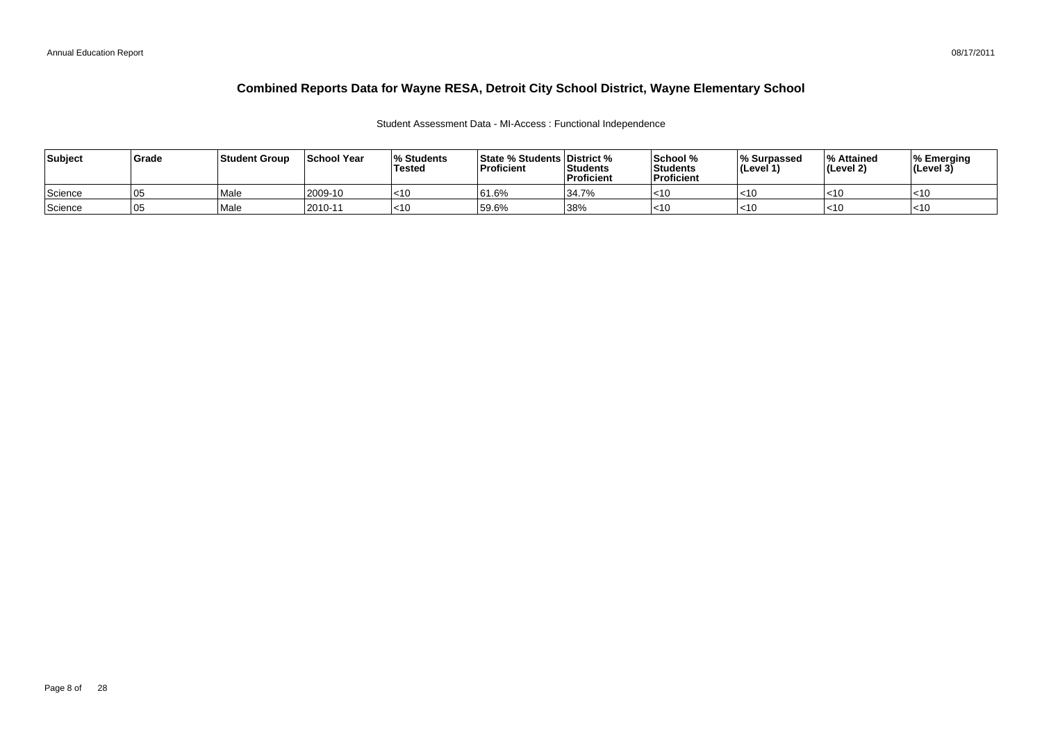# Combined Reports Data for Wayne RESA, Detroit City School District, Wayne Elementary School

Student Assessment Data - MI-Access : Functional Independence

| Subject | Grade | Student Group | School Year | % Students Tested | State % Students Proficient | District % Students Proficient | School % Students Proficient | % Surpassed (Level 1) | % Attained (Level 2) | % Emerging (Level 3) |
|---|---|---|---|---|---|---|---|---|---|---|
| Science | 05 | Male | 2009-10 | <10 | 61.6% | 34.7% | <10 | <10 | <10 | <10 |
| Science | 05 | Male | 2010-11 | <10 | 59.6% | 38% | <10 | <10 | <10 | <10 |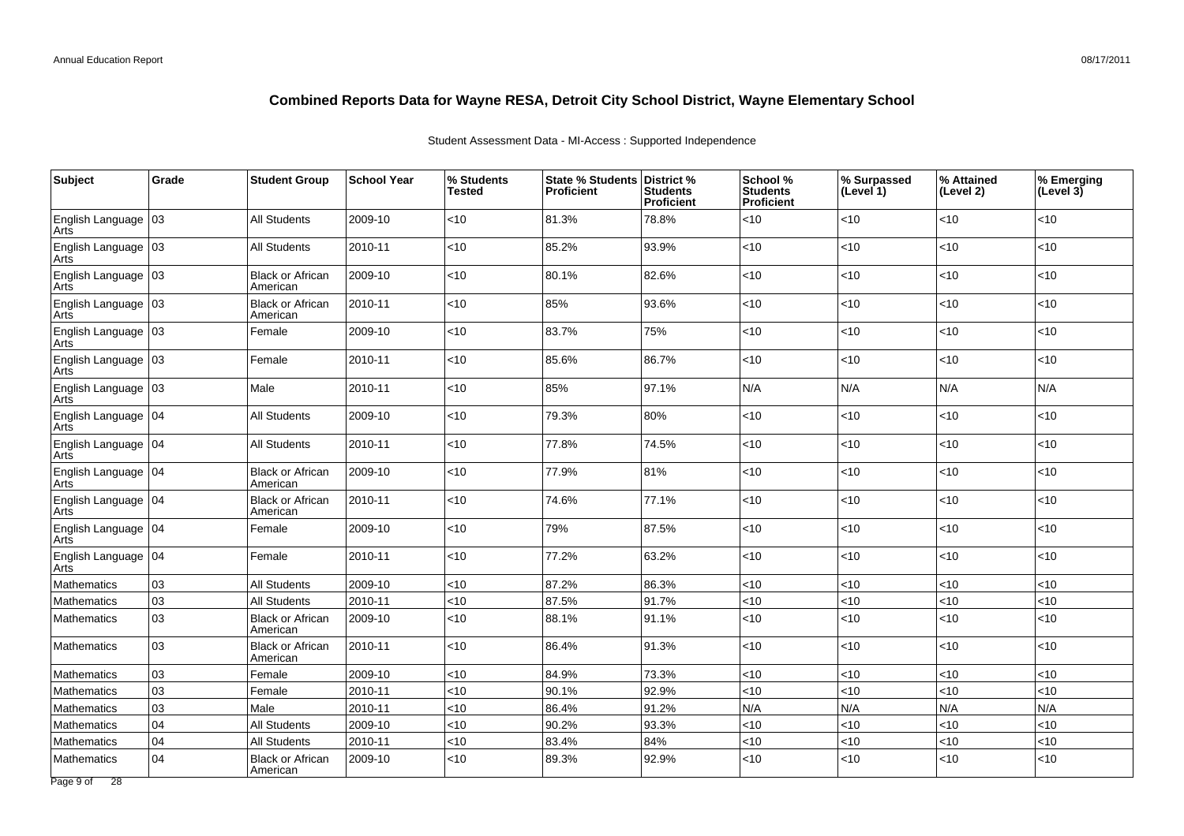# Combined Reports Data for Wayne RESA, Detroit City School District, Wayne Elementary School

Student Assessment Data - MI-Access : Supported Independence

| Subject | Grade | Student Group | School Year | % Students Tested | State % Students Proficient | District % Students Proficient | School % Students Proficient | % Surpassed (Level 1) | % Attained (Level 2) | % Emerging (Level 3) |
|---|---|---|---|---|---|---|---|---|---|---|
| English Language Arts | 03 | All Students | 2009-10 | <10 | 81.3% | 78.8% | <10 | <10 | <10 | <10 |
| English Language Arts | 03 | All Students | 2010-11 | <10 | 85.2% | 93.9% | <10 | <10 | <10 | <10 |
| English Language Arts | 03 | Black or African American | 2009-10 | <10 | 80.1% | 82.6% | <10 | <10 | <10 | <10 |
| English Language Arts | 03 | Black or African American | 2010-11 | <10 | 85% | 93.6% | <10 | <10 | <10 | <10 |
| English Language Arts | 03 | Female | 2009-10 | <10 | 83.7% | 75% | <10 | <10 | <10 | <10 |
| English Language Arts | 03 | Female | 2010-11 | <10 | 85.6% | 86.7% | <10 | <10 | <10 | <10 |
| English Language Arts | 03 | Male | 2010-11 | <10 | 85% | 97.1% | N/A | N/A | N/A | N/A |
| English Language Arts | 04 | All Students | 2009-10 | <10 | 79.3% | 80% | <10 | <10 | <10 | <10 |
| English Language Arts | 04 | All Students | 2010-11 | <10 | 77.8% | 74.5% | <10 | <10 | <10 | <10 |
| English Language Arts | 04 | Black or African American | 2009-10 | <10 | 77.9% | 81% | <10 | <10 | <10 | <10 |
| English Language Arts | 04 | Black or African American | 2010-11 | <10 | 74.6% | 77.1% | <10 | <10 | <10 | <10 |
| English Language Arts | 04 | Female | 2009-10 | <10 | 79% | 87.5% | <10 | <10 | <10 | <10 |
| English Language Arts | 04 | Female | 2010-11 | <10 | 77.2% | 63.2% | <10 | <10 | <10 | <10 |
| Mathematics | 03 | All Students | 2009-10 | <10 | 87.2% | 86.3% | <10 | <10 | <10 | <10 |
| Mathematics | 03 | All Students | 2010-11 | <10 | 87.5% | 91.7% | <10 | <10 | <10 | <10 |
| Mathematics | 03 | Black or African American | 2009-10 | <10 | 88.1% | 91.1% | <10 | <10 | <10 | <10 |
| Mathematics | 03 | Black or African American | 2010-11 | <10 | 86.4% | 91.3% | <10 | <10 | <10 | <10 |
| Mathematics | 03 | Female | 2009-10 | <10 | 84.9% | 73.3% | <10 | <10 | <10 | <10 |
| Mathematics | 03 | Female | 2010-11 | <10 | 90.1% | 92.9% | <10 | <10 | <10 | <10 |
| Mathematics | 03 | Male | 2010-11 | <10 | 86.4% | 91.2% | N/A | N/A | N/A | N/A |
| Mathematics | 04 | All Students | 2009-10 | <10 | 90.2% | 93.3% | <10 | <10 | <10 | <10 |
| Mathematics | 04 | All Students | 2010-11 | <10 | 83.4% | 84% | <10 | <10 | <10 | <10 |
| Mathematics | 04 | Black or African American | 2009-10 | <10 | 89.3% | 92.9% | <10 | <10 | <10 | <10 |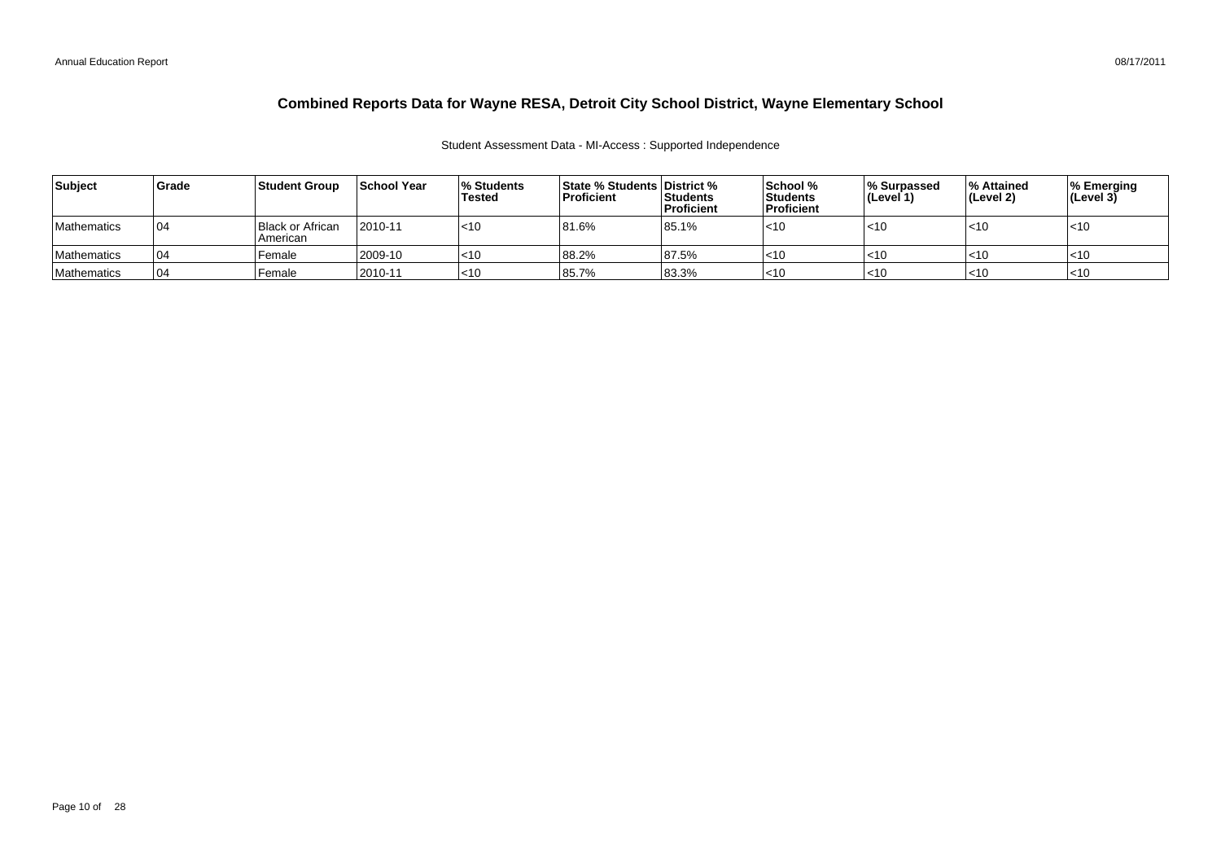# Combined Reports Data for Wayne RESA, Detroit City School District, Wayne Elementary School

Student Assessment Data - MI-Access : Supported Independence

| Subject | Grade | Student Group | School Year | % Students Tested | State % Students Proficient | District % Students Proficient | School % Students Proficient | % Surpassed (Level 1) | % Attained (Level 2) | % Emerging (Level 3) |
|---|---|---|---|---|---|---|---|---|---|---|
| Mathematics | 04 | Black or African American | 2010-11 | <10 | 81.6% | 85.1% | <10 | <10 | <10 | <10 |
| Mathematics | 04 | Female | 2009-10 | <10 | 88.2% | 87.5% | <10 | <10 | <10 | <10 |
| Mathematics | 04 | Female | 2010-11 | <10 | 85.7% | 83.3% | <10 | <10 | <10 | <10 |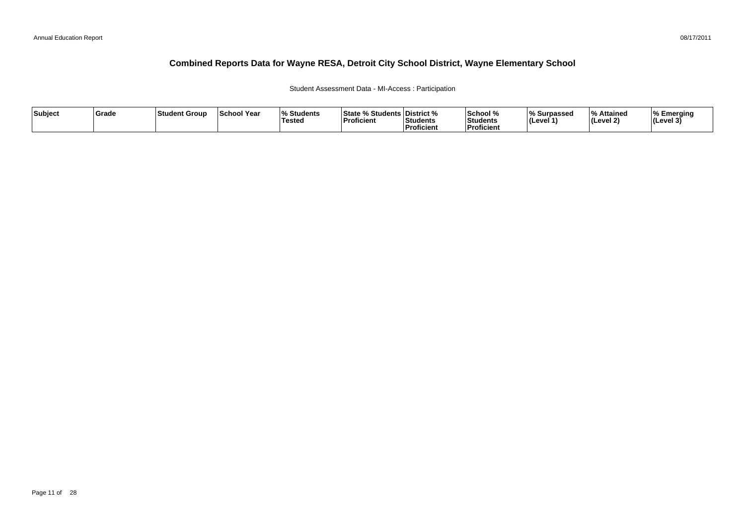# Combined Reports Data for Wayne RESA, Detroit City School District, Wayne Elementary School

Student Assessment Data - MI-Access : Participation

| Subject | Grade | Student Group | School Year | % Students Tested | State % Students Proficient | District % Students Proficient | School % Students Proficient | % Surpassed (Level 1) | % Attained (Level 2) | % Emerging (Level 3) |
|---|---|---|---|---|---|---|---|---|---|---|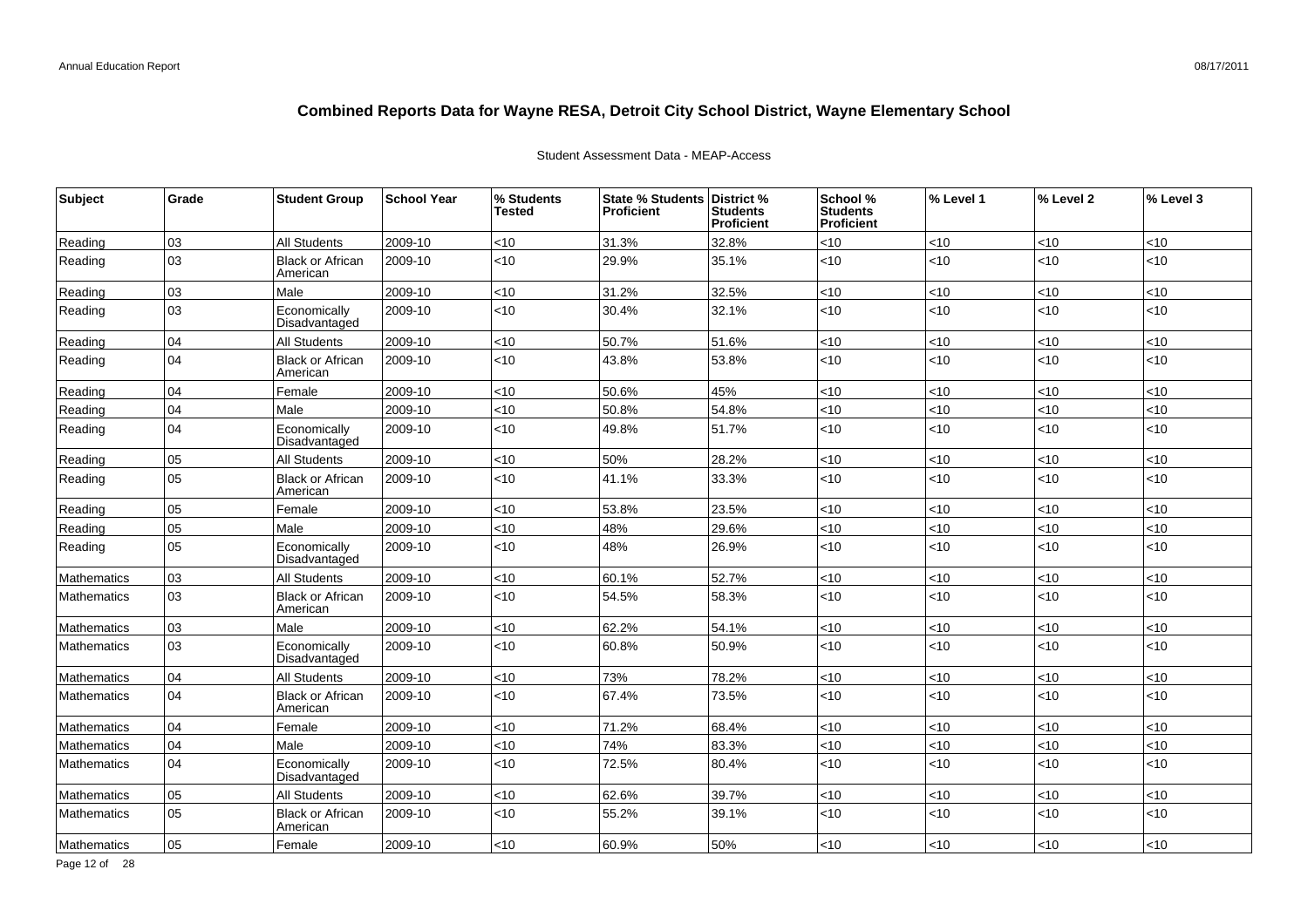# Combined Reports Data for Wayne RESA, Detroit City School District, Wayne Elementary School

Student Assessment Data - MEAP-Access

| Subject | Grade | Student Group | School Year | % Students Tested | State % Students Proficient | District % Students Proficient | School % Students Proficient | % Level 1 | % Level 2 | % Level 3 |
|---|---|---|---|---|---|---|---|---|---|---|
| Reading | 03 | All Students | 2009-10 | <10 | 31.3% | 32.8% | <10 | <10 | <10 | <10 |
| Reading | 03 | Black or African American | 2009-10 | <10 | 29.9% | 35.1% | <10 | <10 | <10 | <10 |
| Reading | 03 | Male | 2009-10 | <10 | 31.2% | 32.5% | <10 | <10 | <10 | <10 |
| Reading | 03 | Economically Disadvantaged | 2009-10 | <10 | 30.4% | 32.1% | <10 | <10 | <10 | <10 |
| Reading | 04 | All Students | 2009-10 | <10 | 50.7% | 51.6% | <10 | <10 | <10 | <10 |
| Reading | 04 | Black or African American | 2009-10 | <10 | 43.8% | 53.8% | <10 | <10 | <10 | <10 |
| Reading | 04 | Female | 2009-10 | <10 | 50.6% | 45% | <10 | <10 | <10 | <10 |
| Reading | 04 | Male | 2009-10 | <10 | 50.8% | 54.8% | <10 | <10 | <10 | <10 |
| Reading | 04 | Economically Disadvantaged | 2009-10 | <10 | 49.8% | 51.7% | <10 | <10 | <10 | <10 |
| Reading | 05 | All Students | 2009-10 | <10 | 50% | 28.2% | <10 | <10 | <10 | <10 |
| Reading | 05 | Black or African American | 2009-10 | <10 | 41.1% | 33.3% | <10 | <10 | <10 | <10 |
| Reading | 05 | Female | 2009-10 | <10 | 53.8% | 23.5% | <10 | <10 | <10 | <10 |
| Reading | 05 | Male | 2009-10 | <10 | 48% | 29.6% | <10 | <10 | <10 | <10 |
| Reading | 05 | Economically Disadvantaged | 2009-10 | <10 | 48% | 26.9% | <10 | <10 | <10 | <10 |
| Mathematics | 03 | All Students | 2009-10 | <10 | 60.1% | 52.7% | <10 | <10 | <10 | <10 |
| Mathematics | 03 | Black or African American | 2009-10 | <10 | 54.5% | 58.3% | <10 | <10 | <10 | <10 |
| Mathematics | 03 | Male | 2009-10 | <10 | 62.2% | 54.1% | <10 | <10 | <10 | <10 |
| Mathematics | 03 | Economically Disadvantaged | 2009-10 | <10 | 60.8% | 50.9% | <10 | <10 | <10 | <10 |
| Mathematics | 04 | All Students | 2009-10 | <10 | 73% | 78.2% | <10 | <10 | <10 | <10 |
| Mathematics | 04 | Black or African American | 2009-10 | <10 | 67.4% | 73.5% | <10 | <10 | <10 | <10 |
| Mathematics | 04 | Female | 2009-10 | <10 | 71.2% | 68.4% | <10 | <10 | <10 | <10 |
| Mathematics | 04 | Male | 2009-10 | <10 | 74% | 83.3% | <10 | <10 | <10 | <10 |
| Mathematics | 04 | Economically Disadvantaged | 2009-10 | <10 | 72.5% | 80.4% | <10 | <10 | <10 | <10 |
| Mathematics | 05 | All Students | 2009-10 | <10 | 62.6% | 39.7% | <10 | <10 | <10 | <10 |
| Mathematics | 05 | Black or African American | 2009-10 | <10 | 55.2% | 39.1% | <10 | <10 | <10 | <10 |
| Mathematics | 05 | Female | 2009-10 | <10 | 60.9% | 50% | <10 | <10 | <10 | <10 |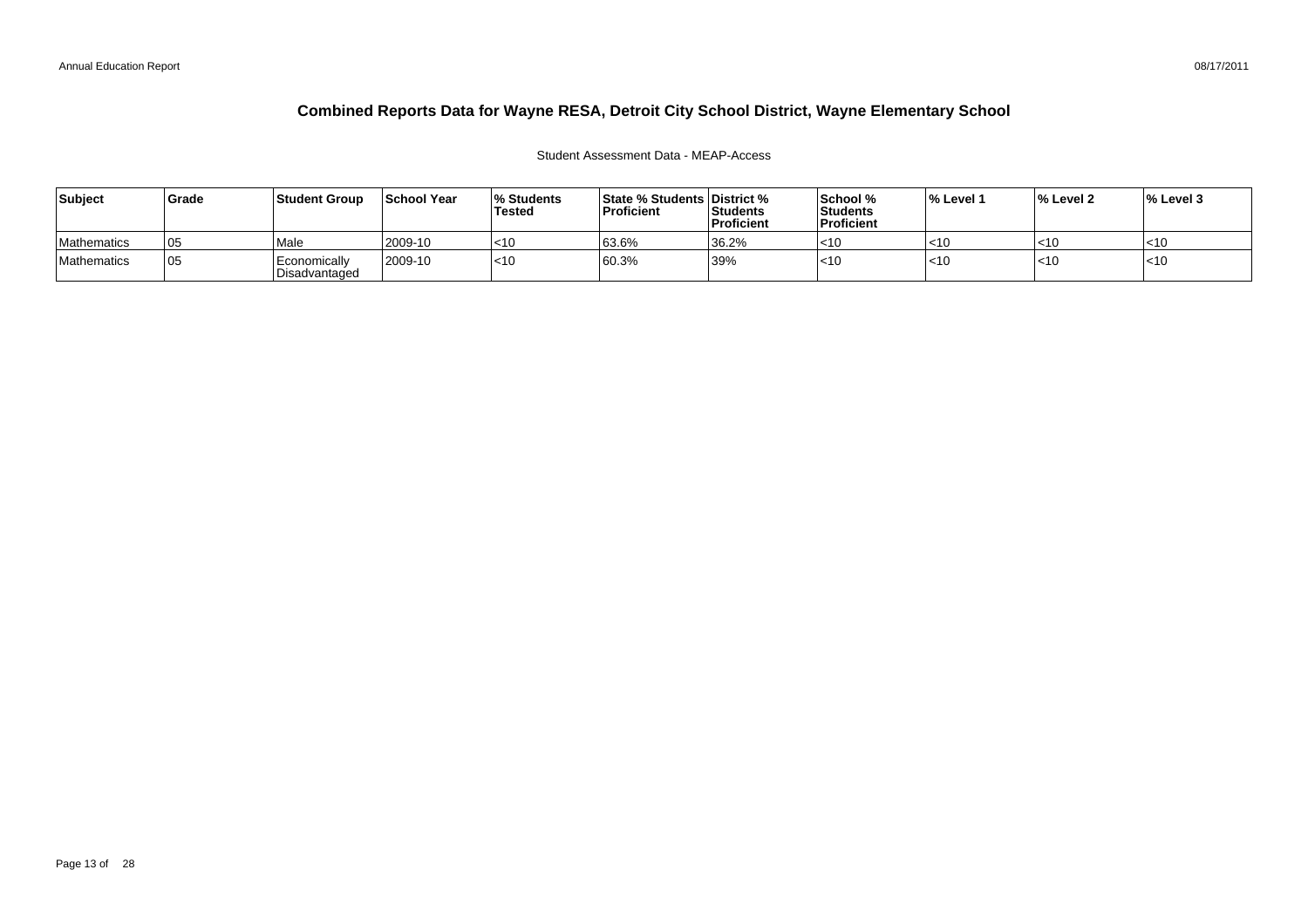# Combined Reports Data for Wayne RESA, Detroit City School District, Wayne Elementary School

Student Assessment Data - MEAP-Access

| Subject | Grade | Student Group | School Year | % Students Tested | State % Students Proficient | District % Students Proficient | School % Students Proficient | % Level 1 | % Level 2 | % Level 3 |
|---|---|---|---|---|---|---|---|---|---|---|
| Mathematics | 05 | Male | 2009-10 | <10 | 63.6% | 36.2% | <10 | <10 | <10 | <10 |
| Mathematics | 05 | Economically Disadvantaged | 2009-10 | <10 | 60.3% | 39% | <10 | <10 | <10 | <10 |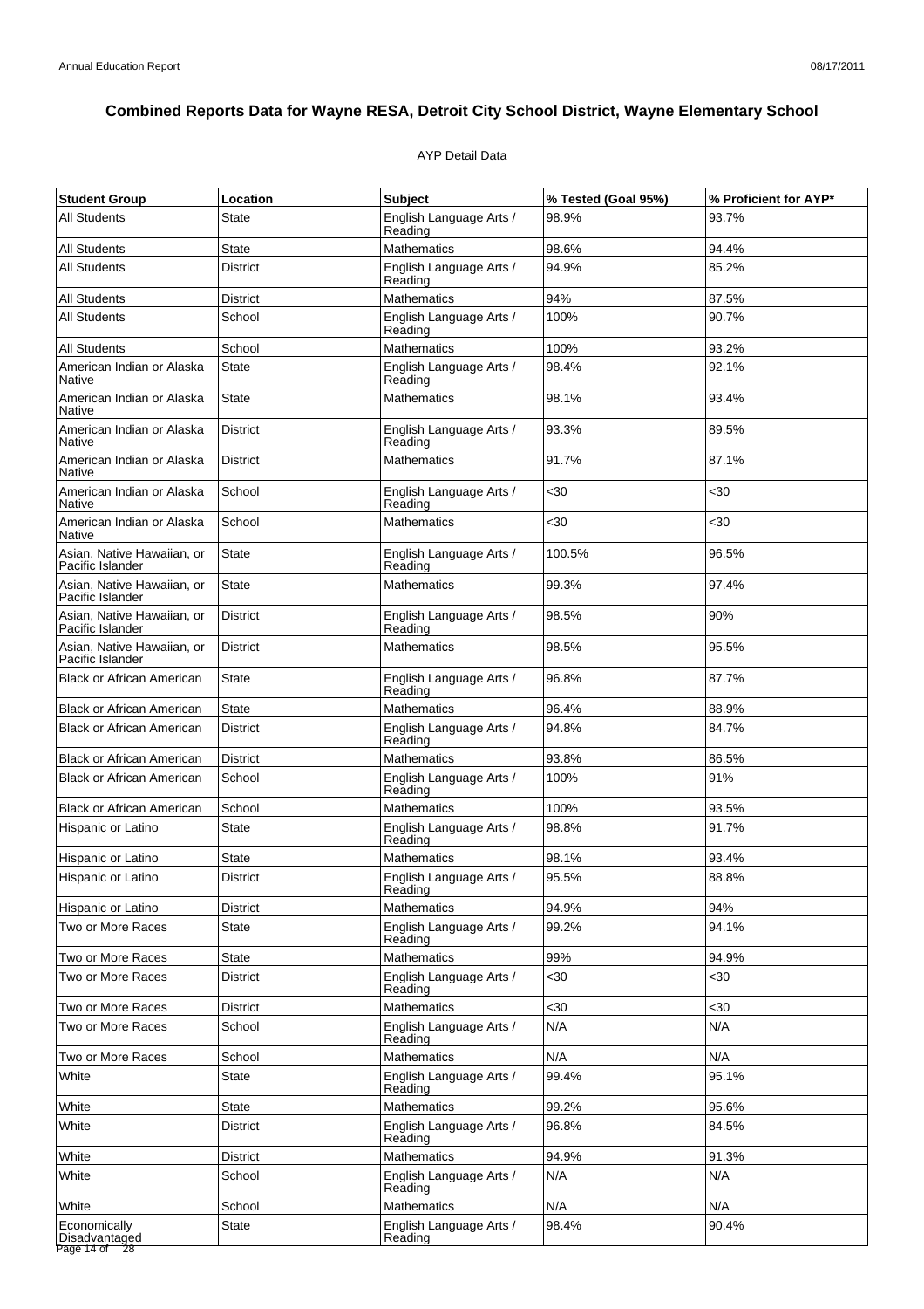# Combined Reports Data for Wayne RESA, Detroit City School District, Wayne Elementary School

AYP Detail Data

| Student Group | Location | Subject | % Tested (Goal 95%) | % Proficient for AYP* |
|---|---|---|---|---|
| All Students | State | English Language Arts / Reading | 98.9% | 93.7% |
| All Students | State | Mathematics | 98.6% | 94.4% |
| All Students | District | English Language Arts / Reading | 94.9% | 85.2% |
| All Students | District | Mathematics | 94% | 87.5% |
| All Students | School | English Language Arts / Reading | 100% | 90.7% |
| All Students | School | Mathematics | 100% | 93.2% |
| American Indian or Alaska Native | State | English Language Arts / Reading | 98.4% | 92.1% |
| American Indian or Alaska Native | State | Mathematics | 98.1% | 93.4% |
| American Indian or Alaska Native | District | English Language Arts / Reading | 93.3% | 89.5% |
| American Indian or Alaska Native | District | Mathematics | 91.7% | 87.1% |
| American Indian or Alaska Native | School | English Language Arts / Reading | <30 | <30 |
| American Indian or Alaska Native | School | Mathematics | <30 | <30 |
| Asian, Native Hawaiian, or Pacific Islander | State | English Language Arts / Reading | 100.5% | 96.5% |
| Asian, Native Hawaiian, or Pacific Islander | State | Mathematics | 99.3% | 97.4% |
| Asian, Native Hawaiian, or Pacific Islander | District | English Language Arts / Reading | 98.5% | 90% |
| Asian, Native Hawaiian, or Pacific Islander | District | Mathematics | 98.5% | 95.5% |
| Black or African American | State | English Language Arts / Reading | 96.8% | 87.7% |
| Black or African American | State | Mathematics | 96.4% | 88.9% |
| Black or African American | District | English Language Arts / Reading | 94.8% | 84.7% |
| Black or African American | District | Mathematics | 93.8% | 86.5% |
| Black or African American | School | English Language Arts / Reading | 100% | 91% |
| Black or African American | School | Mathematics | 100% | 93.5% |
| Hispanic or Latino | State | English Language Arts / Reading | 98.8% | 91.7% |
| Hispanic or Latino | State | Mathematics | 98.1% | 93.4% |
| Hispanic or Latino | District | English Language Arts / Reading | 95.5% | 88.8% |
| Hispanic or Latino | District | Mathematics | 94.9% | 94% |
| Two or More Races | State | English Language Arts / Reading | 99.2% | 94.1% |
| Two or More Races | State | Mathematics | 99% | 94.9% |
| Two or More Races | District | English Language Arts / Reading | <30 | <30 |
| Two or More Races | District | Mathematics | <30 | <30 |
| Two or More Races | School | English Language Arts / Reading | N/A | N/A |
| Two or More Races | School | Mathematics | N/A | N/A |
| White | State | English Language Arts / Reading | 99.4% | 95.1% |
| White | State | Mathematics | 99.2% | 95.6% |
| White | District | English Language Arts / Reading | 96.8% | 84.5% |
| White | District | Mathematics | 94.9% | 91.3% |
| White | School | English Language Arts / Reading | N/A | N/A |
| White | School | Mathematics | N/A | N/A |
| Economically Disadvantaged | State | English Language Arts / Reading | 98.4% | 90.4% |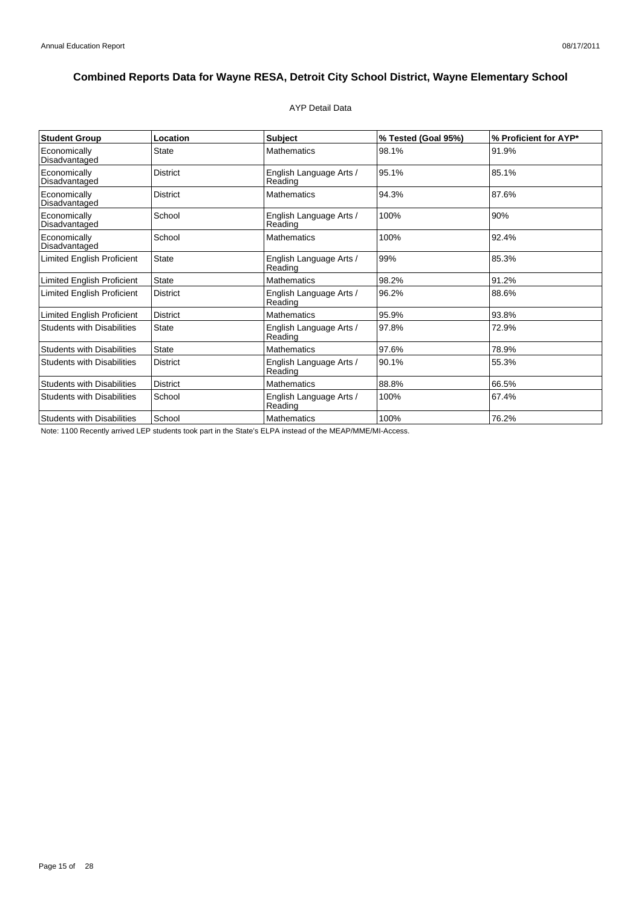# Combined Reports Data for Wayne RESA, Detroit City School District, Wayne Elementary School

AYP Detail Data

| Student Group | Location | Subject | % Tested (Goal 95%) | % Proficient for AYP* |
|---|---|---|---|---|
| Economically Disadvantaged | State | Mathematics | 98.1% | 91.9% |
| Economically Disadvantaged | District | English Language Arts / Reading | 95.1% | 85.1% |
| Economically Disadvantaged | District | Mathematics | 94.3% | 87.6% |
| Economically Disadvantaged | School | English Language Arts / Reading | 100% | 90% |
| Economically Disadvantaged | School | Mathematics | 100% | 92.4% |
| Limited English Proficient | State | English Language Arts / Reading | 99% | 85.3% |
| Limited English Proficient | State | Mathematics | 98.2% | 91.2% |
| Limited English Proficient | District | English Language Arts / Reading | 96.2% | 88.6% |
| Limited English Proficient | District | Mathematics | 95.9% | 93.8% |
| Students with Disabilities | State | English Language Arts / Reading | 97.8% | 72.9% |
| Students with Disabilities | State | Mathematics | 97.6% | 78.9% |
| Students with Disabilities | District | English Language Arts / Reading | 90.1% | 55.3% |
| Students with Disabilities | District | Mathematics | 88.8% | 66.5% |
| Students with Disabilities | School | English Language Arts / Reading | 100% | 67.4% |
| Students with Disabilities | School | Mathematics | 100% | 76.2% |

Note: 1100 Recently arrived LEP students took part in the State's ELPA instead of the MEAP/MME/MI-Access.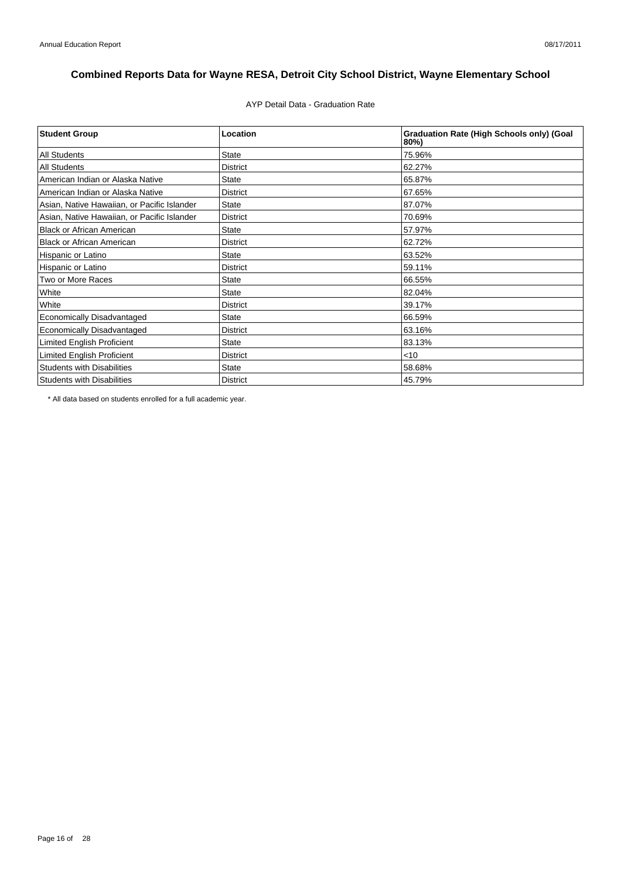# Combined Reports Data for Wayne RESA, Detroit City School District, Wayne Elementary School

AYP Detail Data - Graduation Rate

| Student Group | Location | Graduation Rate (High Schools only) (Goal 80%) |
|---|---|---|
| All Students | State | 75.96% |
| All Students | District | 62.27% |
| American Indian or Alaska Native | State | 65.87% |
| American Indian or Alaska Native | District | 67.65% |
| Asian, Native Hawaiian, or Pacific Islander | State | 87.07% |
| Asian, Native Hawaiian, or Pacific Islander | District | 70.69% |
| Black or African American | State | 57.97% |
| Black or African American | District | 62.72% |
| Hispanic or Latino | State | 63.52% |
| Hispanic or Latino | District | 59.11% |
| Two or More Races | State | 66.55% |
| White | State | 82.04% |
| White | District | 39.17% |
| Economically Disadvantaged | State | 66.59% |
| Economically Disadvantaged | District | 63.16% |
| Limited English Proficient | State | 83.13% |
| Limited English Proficient | District | <10 |
| Students with Disabilities | State | 58.68% |
| Students with Disabilities | District | 45.79% |

* All data based on students enrolled for a full academic year.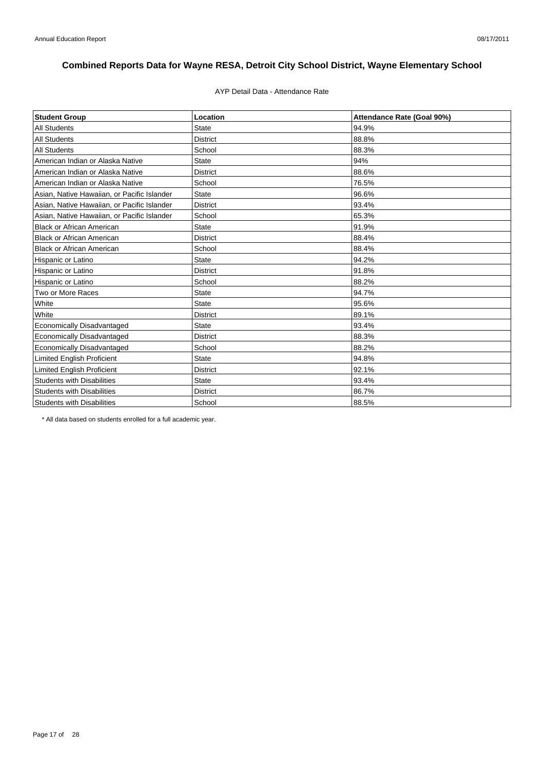# Combined Reports Data for Wayne RESA, Detroit City School District, Wayne Elementary School

AYP Detail Data - Attendance Rate

| Student Group | Location | Attendance Rate (Goal 90%) |
|---|---|---|
| All Students | State | 94.9% |
| All Students | District | 88.8% |
| All Students | School | 88.3% |
| American Indian or Alaska Native | State | 94% |
| American Indian or Alaska Native | District | 88.6% |
| American Indian or Alaska Native | School | 76.5% |
| Asian, Native Hawaiian, or Pacific Islander | State | 96.6% |
| Asian, Native Hawaiian, or Pacific Islander | District | 93.4% |
| Asian, Native Hawaiian, or Pacific Islander | School | 65.3% |
| Black or African American | State | 91.9% |
| Black or African American | District | 88.4% |
| Black or African American | School | 88.4% |
| Hispanic or Latino | State | 94.2% |
| Hispanic or Latino | District | 91.8% |
| Hispanic or Latino | School | 88.2% |
| Two or More Races | State | 94.7% |
| White | State | 95.6% |
| White | District | 89.1% |
| Economically Disadvantaged | State | 93.4% |
| Economically Disadvantaged | District | 88.3% |
| Economically Disadvantaged | School | 88.2% |
| Limited English Proficient | State | 94.8% |
| Limited English Proficient | District | 92.1% |
| Students with Disabilities | State | 93.4% |
| Students with Disabilities | District | 86.7% |
| Students with Disabilities | School | 88.5% |

* All data based on students enrolled for a full academic year.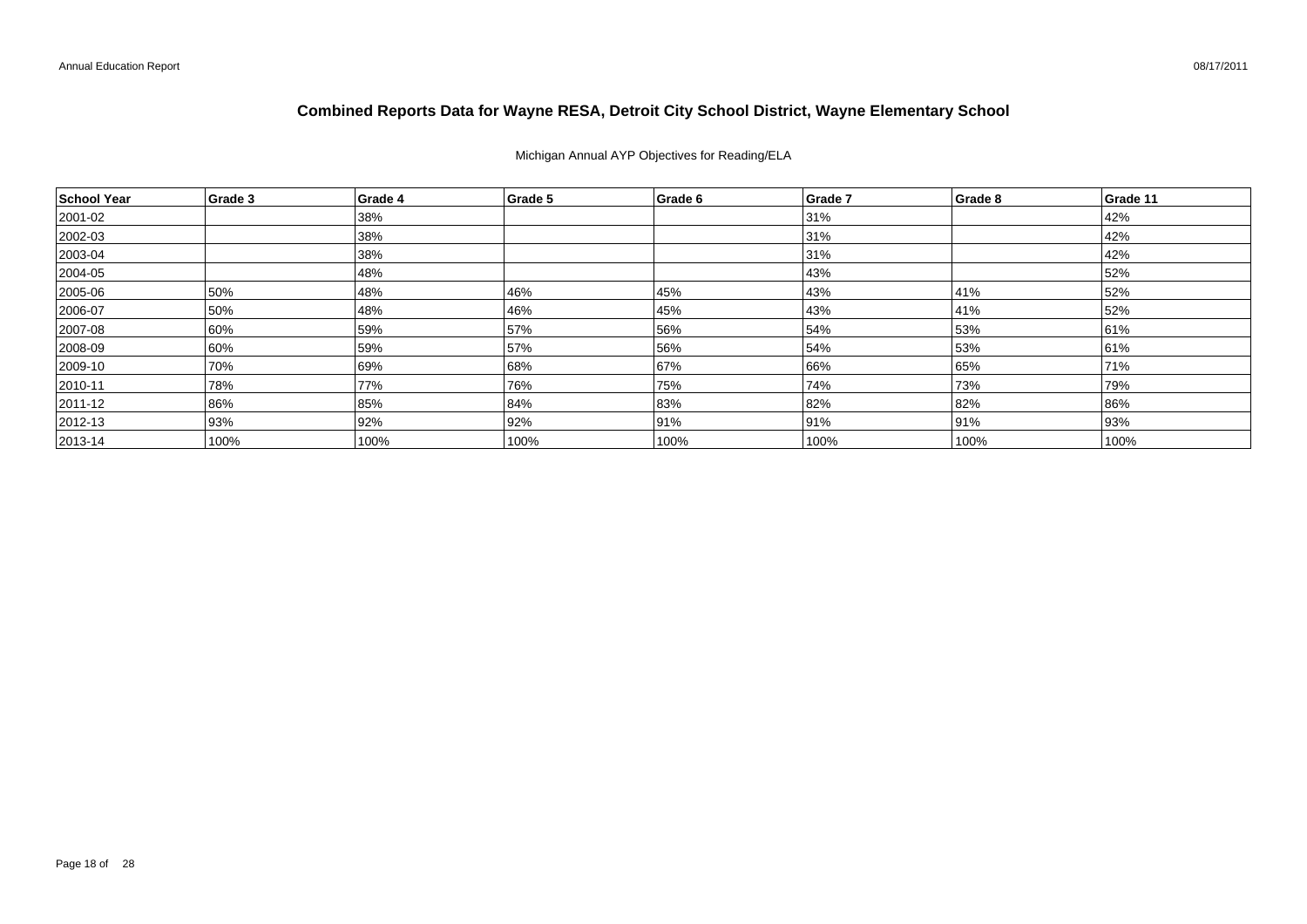# Combined Reports Data for Wayne RESA, Detroit City School District, Wayne Elementary School

Michigan Annual AYP Objectives for Reading/ELA

| School Year | Grade 3 | Grade 4 | Grade 5 | Grade 6 | Grade 7 | Grade 8 | Grade 11 |
|---|---|---|---|---|---|---|---|
| 2001-02 | | 38% | | | 31% | | 42% |
| 2002-03 | | 38% | | | 31% | | 42% |
| 2003-04 | | 38% | | | 31% | | 42% |
| 2004-05 | | 48% | | | 43% | | 52% |
| 2005-06 | 50% | 48% | 46% | 45% | 43% | 41% | 52% |
| 2006-07 | 50% | 48% | 46% | 45% | 43% | 41% | 52% |
| 2007-08 | 60% | 59% | 57% | 56% | 54% | 53% | 61% |
| 2008-09 | 60% | 59% | 57% | 56% | 54% | 53% | 61% |
| 2009-10 | 70% | 69% | 68% | 67% | 66% | 65% | 71% |
| 2010-11 | 78% | 77% | 76% | 75% | 74% | 73% | 79% |
| 2011-12 | 86% | 85% | 84% | 83% | 82% | 82% | 86% |
| 2012-13 | 93% | 92% | 92% | 91% | 91% | 91% | 93% |
| 2013-14 | 100% | 100% | 100% | 100% | 100% | 100% | 100% |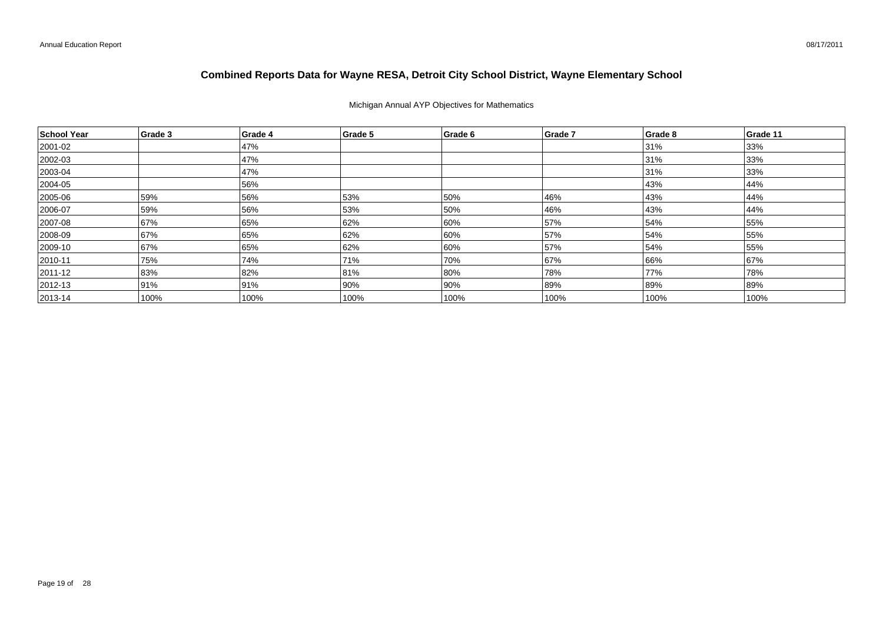# Combined Reports Data for Wayne RESA, Detroit City School District, Wayne Elementary School

Michigan Annual AYP Objectives for Mathematics

| School Year | Grade 3 | Grade 4 | Grade 5 | Grade 6 | Grade 7 | Grade 8 | Grade 11 |
|---|---|---|---|---|---|---|---|
| 2001-02 | | 47% | | | | 31% | 33% |
| 2002-03 | | 47% | | | | 31% | 33% |
| 2003-04 | | 47% | | | | 31% | 33% |
| 2004-05 | | 56% | | | | 43% | 44% |
| 2005-06 | 59% | 56% | 53% | 50% | 46% | 43% | 44% |
| 2006-07 | 59% | 56% | 53% | 50% | 46% | 43% | 44% |
| 2007-08 | 67% | 65% | 62% | 60% | 57% | 54% | 55% |
| 2008-09 | 67% | 65% | 62% | 60% | 57% | 54% | 55% |
| 2009-10 | 67% | 65% | 62% | 60% | 57% | 54% | 55% |
| 2010-11 | 75% | 74% | 71% | 70% | 67% | 66% | 67% |
| 2011-12 | 83% | 82% | 81% | 80% | 78% | 77% | 78% |
| 2012-13 | 91% | 91% | 90% | 90% | 89% | 89% | 89% |
| 2013-14 | 100% | 100% | 100% | 100% | 100% | 100% | 100% |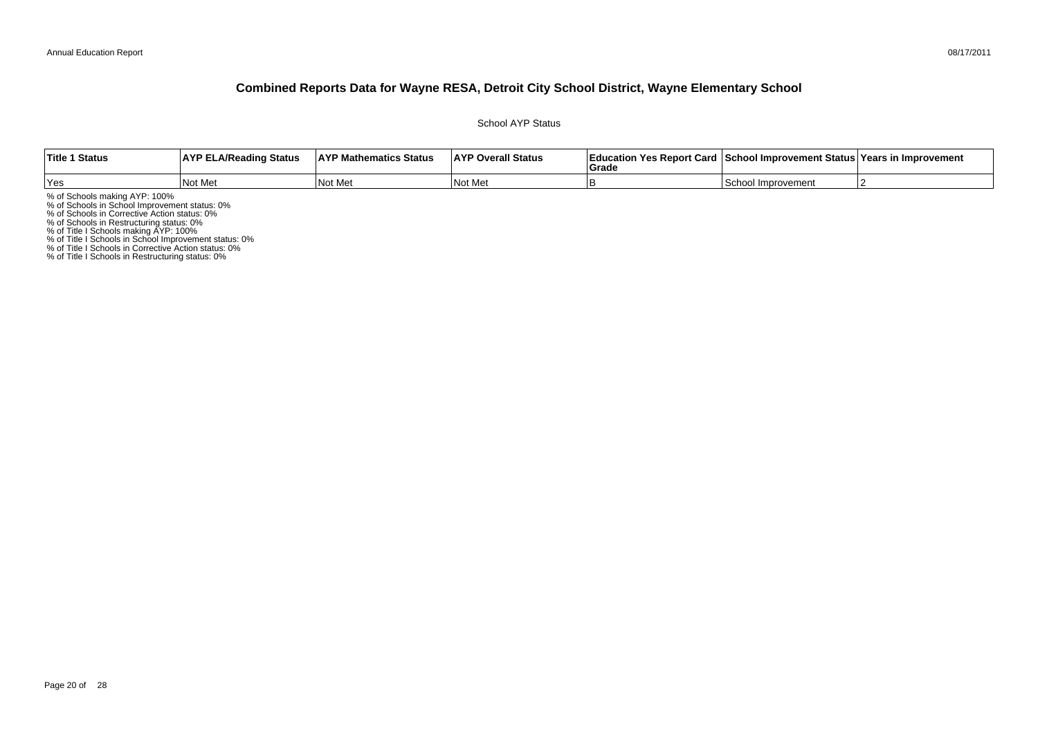# Combined Reports Data for Wayne RESA, Detroit City School District, Wayne Elementary School

School AYP Status

| Title 1 Status | AYP ELA/Reading Status | AYP Mathematics Status | AYP Overall Status | Education Yes Report Card Grade | School Improvement Status | Years in Improvement |
|---|---|---|---|---|---|---|
| Yes | Not Met | Not Met | Not Met | B | School Improvement | 2 |

% of Schools making AYP: 100%
% of Schools in School Improvement status: 0%
% of Schools in Corrective Action status: 0%
% of Schools in Restructuring status: 0%
% of Title I Schools making AYP: 100%
% of Title I Schools in School Improvement status: 0%
% of Title I Schools in Corrective Action status: 0%
% of Title I Schools in Restructuring status: 0%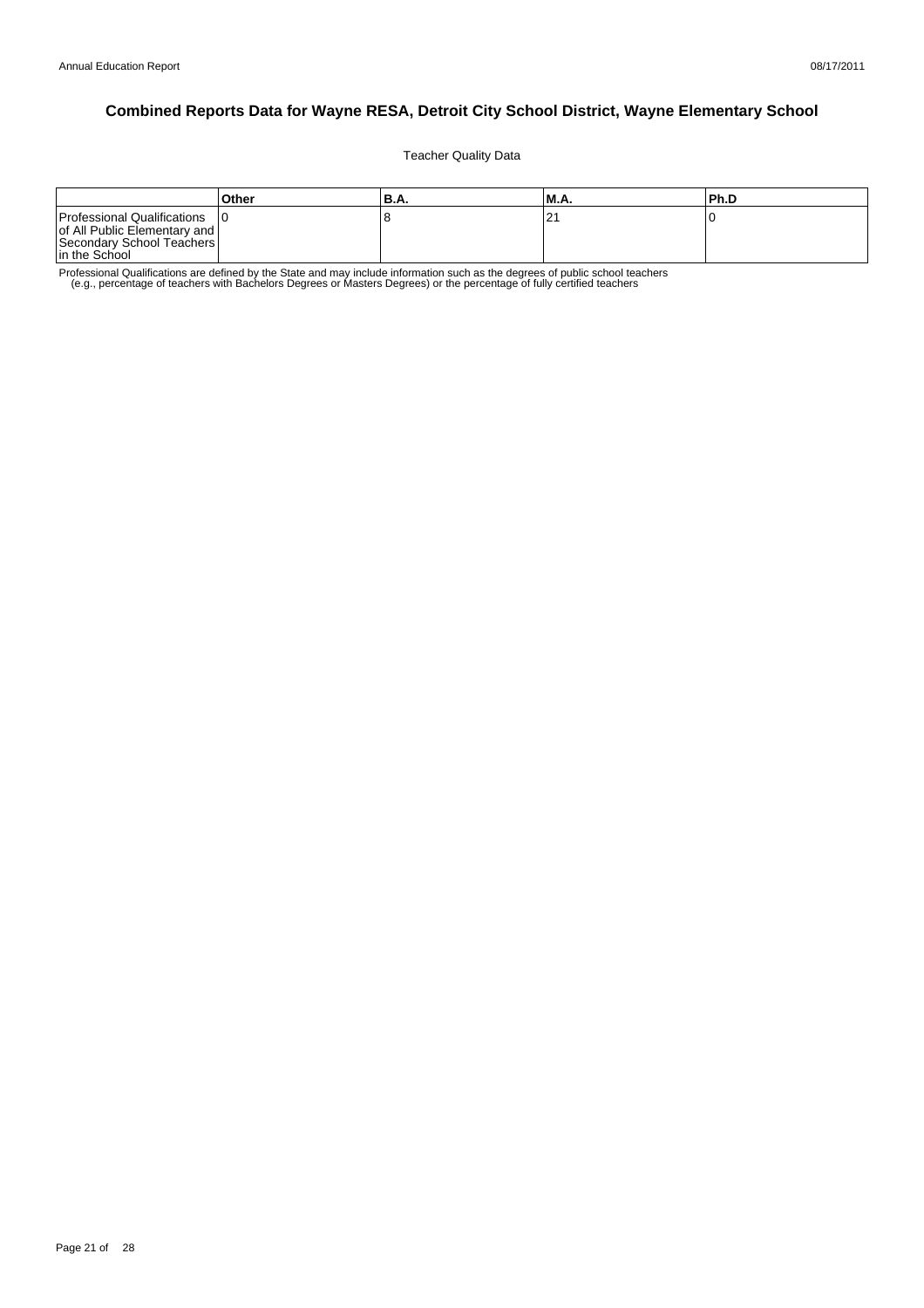# Combined Reports Data for Wayne RESA, Detroit City School District, Wayne Elementary School

Teacher Quality Data

| | Other | B.A. | M.A. | Ph.D |
|---|---|---|---|---|
| Professional Qualifications of All Public Elementary and Secondary School Teachers in the School | 0 | 8 | 21 | 0 |

Professional Qualifications are defined by the State and may include information such as the degrees of public school teachers (e.g., percentage of teachers with Bachelors Degrees or Masters Degrees) or the percentage of fully certified teachers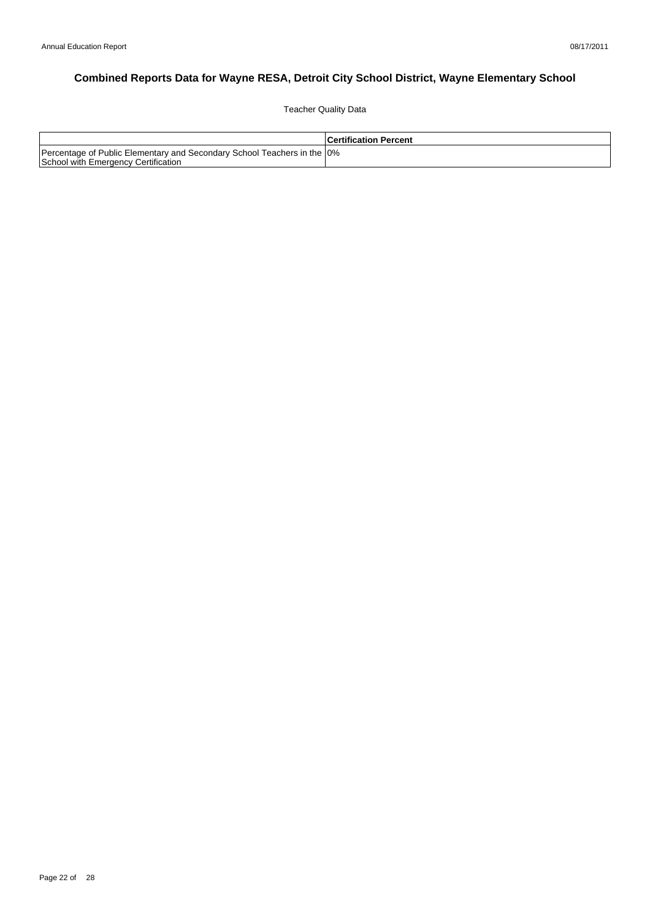# Combined Reports Data for Wayne RESA, Detroit City School District, Wayne Elementary School

Teacher Quality Data

| | Certification Percent |
|---|---|
| Percentage of Public Elementary and Secondary School Teachers in the School with Emergency Certification | 0% |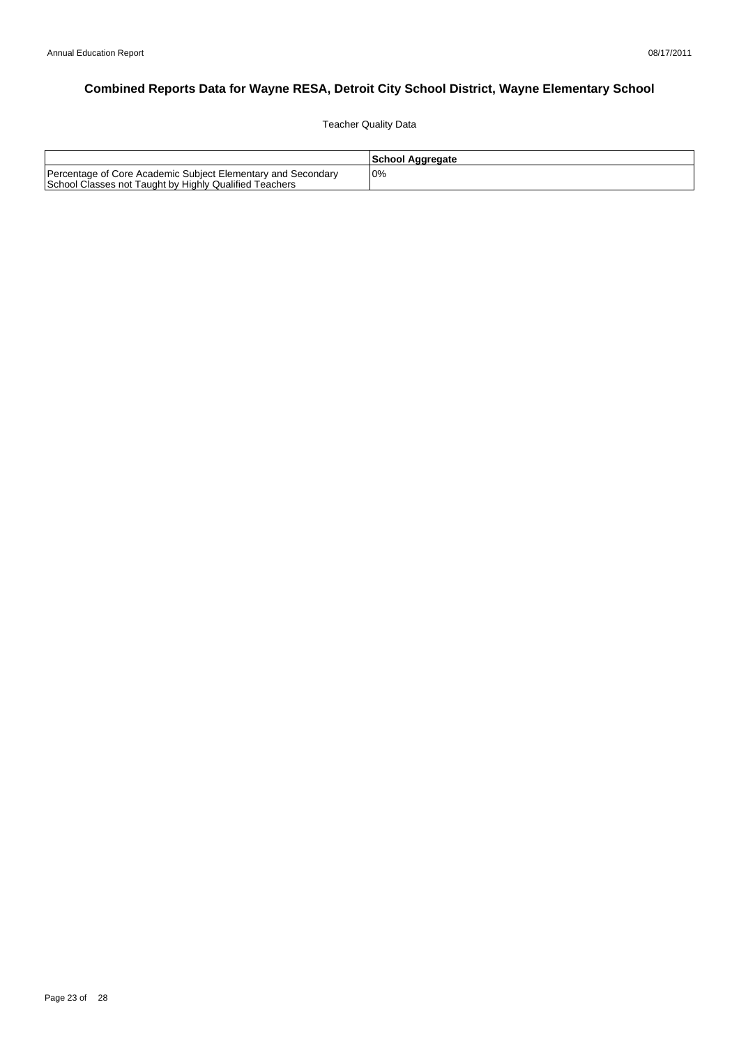# Combined Reports Data for Wayne RESA, Detroit City School District, Wayne Elementary School

Teacher Quality Data

| | School Aggregate |
|---|---|
| Percentage of Core Academic Subject Elementary and Secondary School Classes not Taught by Highly Qualified Teachers | 0% |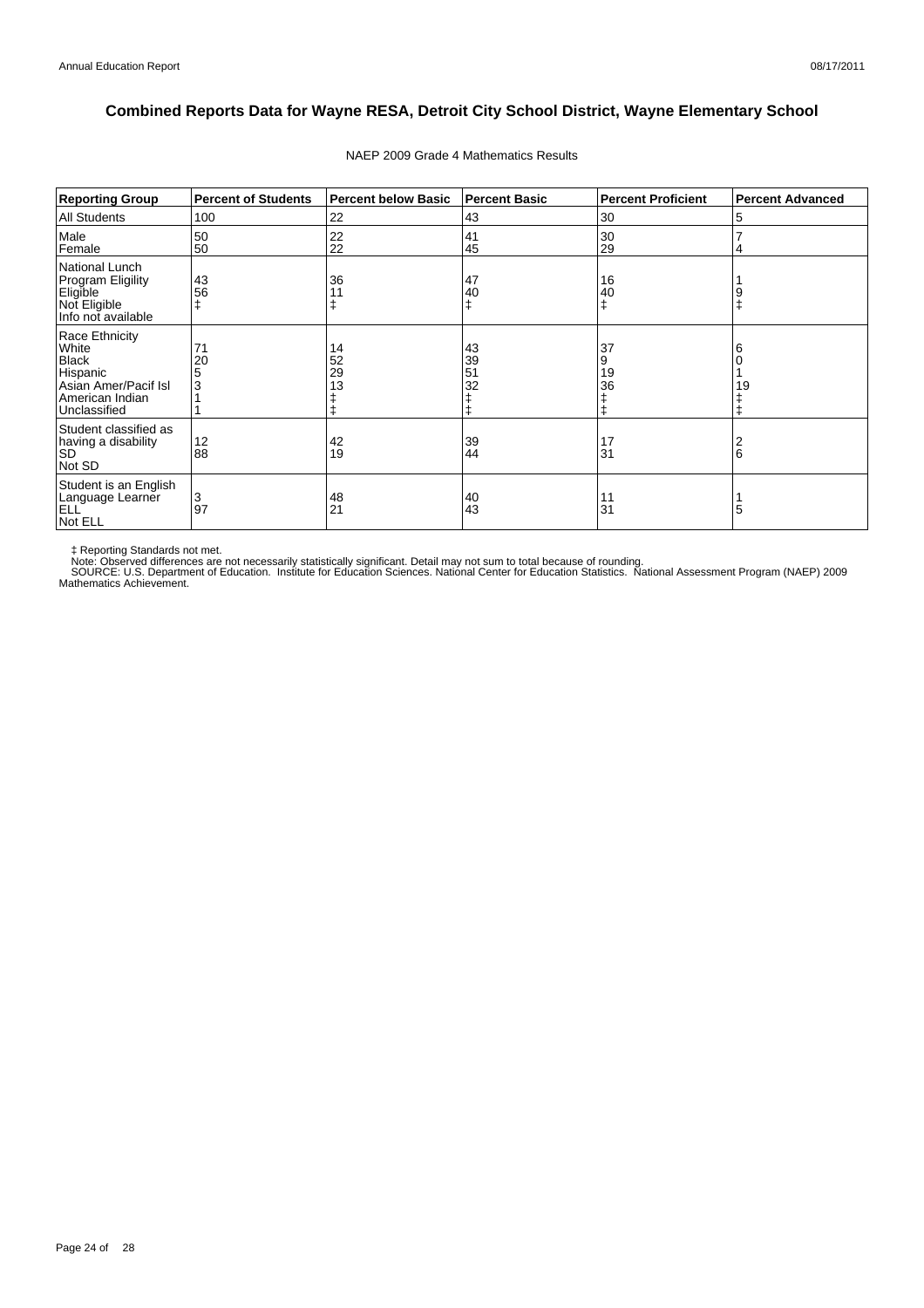# Combined Reports Data for Wayne RESA, Detroit City School District, Wayne Elementary School

NAEP 2009 Grade 4 Mathematics Results

| Reporting Group | Percent of Students | Percent below Basic | Percent Basic | Percent Proficient | Percent Advanced |
|---|---|---|---|---|---|
| All Students | 100 | 22 | 43 | 30 | 5 |
| Male | 50 | 22 | 41 | 30 | 7 |
| Female | 50 | 22 | 45 | 29 | 4 |
| National Lunch Program Eligility | | | | | |
| Eligible | 43 | 36 | 47 | 16 | 1 |
| Not Eligible | 56 | 11 | 40 | 40 | 9 |
| Info not available | ‡ | ‡ | ‡ | ‡ | ‡ |
| Race Ethnicity | | | | | |
| White | 71 | 14 | 43 | 37 | 6 |
| Black | 20 | 52 | 39 | 9 | 0 |
| Hispanic | 5 | 29 | 51 | 19 | 1 |
| Asian Amer/Pacif Isl | 3 | 13 | 32 | 36 | 19 |
| American Indian | 1 | ‡ | ‡ | ‡ | ‡ |
| Unclassified | 1 | ‡ | ‡ | ‡ | ‡ |
| Student classified as having a disability | | | | | |
| SD | 12 | 42 | 39 | 17 | 2 |
| Not SD | 88 | 19 | 44 | 31 | 6 |
| Student is an English Language Learner | | | | | |
| ELL | 3 | 48 | 40 | 11 | 1 |
| Not ELL | 97 | 21 | 43 | 31 | 5 |

‡ Reporting Standards not met.
Note: Observed differences are not necessarily statistically significant. Detail may not sum to total because of rounding.
SOURCE: U.S. Department of Education. Institute for Education Sciences. National Center for Education Statistics. National Assessment Program (NAEP) 2009 Mathematics Achievement.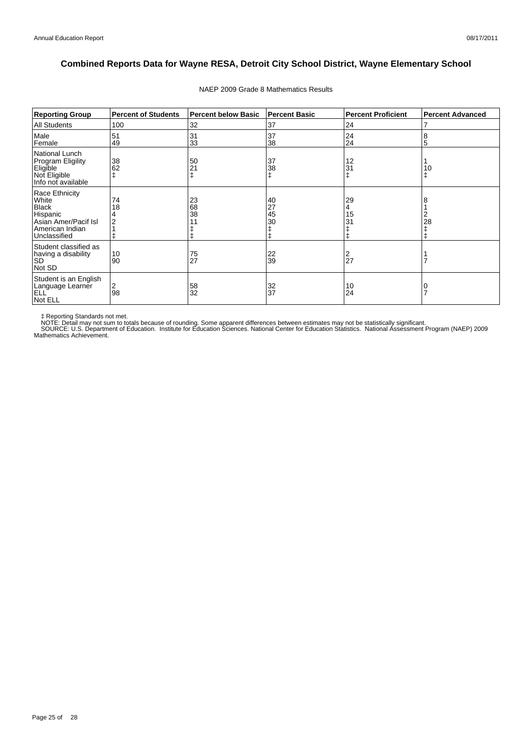# Combined Reports Data for Wayne RESA, Detroit City School District, Wayne Elementary School

NAEP 2009 Grade 8 Mathematics Results

| Reporting Group | Percent of Students | Percent below Basic | Percent Basic | Percent Proficient | Percent Advanced |
|---|---|---|---|---|---|
| All Students | 100 | 32 | 37 | 24 | 7 |
| Male | 51 | 31 | 37 | 24 | 8 |
| Female | 49 | 33 | 38 | 24 | 5 |
| National Lunch Program Eligility | | | | | |
| Eligible | 38 | 50 | 37 | 12 | 1 |
| Not Eligible | 62 | 21 | 38 | 31 | 10 |
| Info not available | ‡ | ‡ | ‡ | ‡ | ‡ |
| Race Ethnicity | | | | | |
| White | 74 | 23 | 40 | 29 | 8 |
| Black | 18 | 68 | 27 | 4 | 1 |
| Hispanic | 4 | 38 | 45 | 15 | 2 |
| Asian Amer/Pacif Isl | 2 | 11 | 30 | 31 | 28 |
| American Indian | 1 | ‡ | ‡ | ‡ | ‡ |
| Unclassified | ‡ | ‡ | ‡ | ‡ | ‡ |
| Student classified as having a disability | | | | | |
| SD | 10 | 75 | 22 | 2 | 1 |
| Not SD | 90 | 27 | 39 | 27 | 7 |
| Student is an English Language Learner | | | | | |
| ELL | 2 | 58 | 32 | 10 | 0 |
| Not ELL | 98 | 32 | 37 | 24 | 7 |

‡ Reporting Standards not met.
NOTE: Detail may not sum to totals because of rounding. Some apparent differences between estimates may not be statistically significant.
SOURCE: U.S. Department of Education. Institute for Education Sciences. National Center for Education Statistics. National Assessment Program (NAEP) 2009 Mathematics Achievement.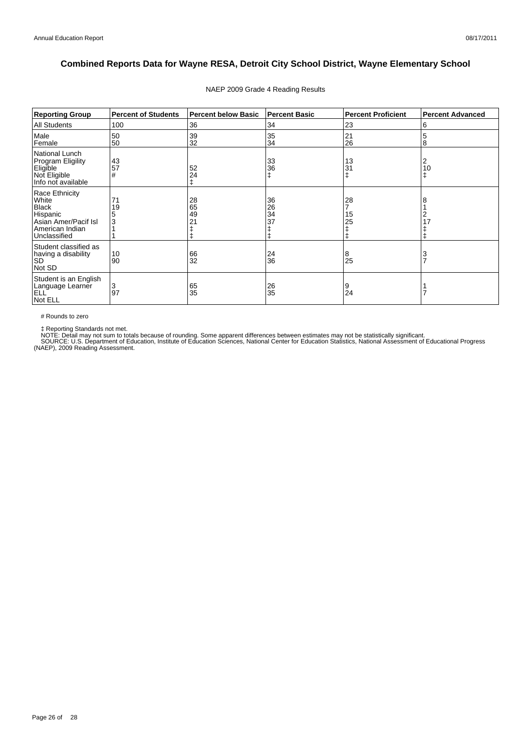# Combined Reports Data for Wayne RESA, Detroit City School District, Wayne Elementary School

NAEP 2009 Grade 4 Reading Results

| Reporting Group | Percent of Students | Percent below Basic | Percent Basic | Percent Proficient | Percent Advanced |
|---|---|---|---|---|---|
| All Students | 100 | 36 | 34 | 23 | 6 |
| Male | 50 | 39 | 35 | 21 | 5 |
| Female | 50 | 32 | 34 | 26 | 8 |
| National Lunch Program Eligility | | | | | |
| Eligible | 43 | 52 | 33 | 13 | 2 |
| Not Eligible | 57 | 24 | 36 | 31 | 10 |
| Info not available | # | ‡ | ‡ | ‡ | ‡ |
| Race Ethnicity | | | | | |
| White | 71 | 28 | 36 | 28 | 8 |
| Black | 19 | 65 | 26 | 7 | 1 |
| Hispanic | 5 | 49 | 34 | 15 | 2 |
| Asian Amer/Pacif Isl | 3 | 21 | 37 | 25 | 17 |
| American Indian | 1 | ‡ | ‡ | ‡ | ‡ |
| Unclassified | 1 | ‡ | ‡ | ‡ | ‡ |
| Student classified as having a disability | | | | | |
| SD | 10 | 66 | 24 | 8 | 3 |
| Not SD | 90 | 32 | 36 | 25 | 7 |
| Student is an English Language Learner | | | | | |
| ELL | 3 | 65 | 26 | 9 | 1 |
| Not ELL | 97 | 35 | 35 | 24 | 7 |

# Rounds to zero

‡ Reporting Standards not met.

NOTE: Detail may not sum to totals because of rounding. Some apparent differences between estimates may not be statistically significant.

SOURCE: U.S. Department of Education, Institute of Education Sciences, National Center for Education Statistics, National Assessment of Educational Progress (NAEP), 2009 Reading Assessment.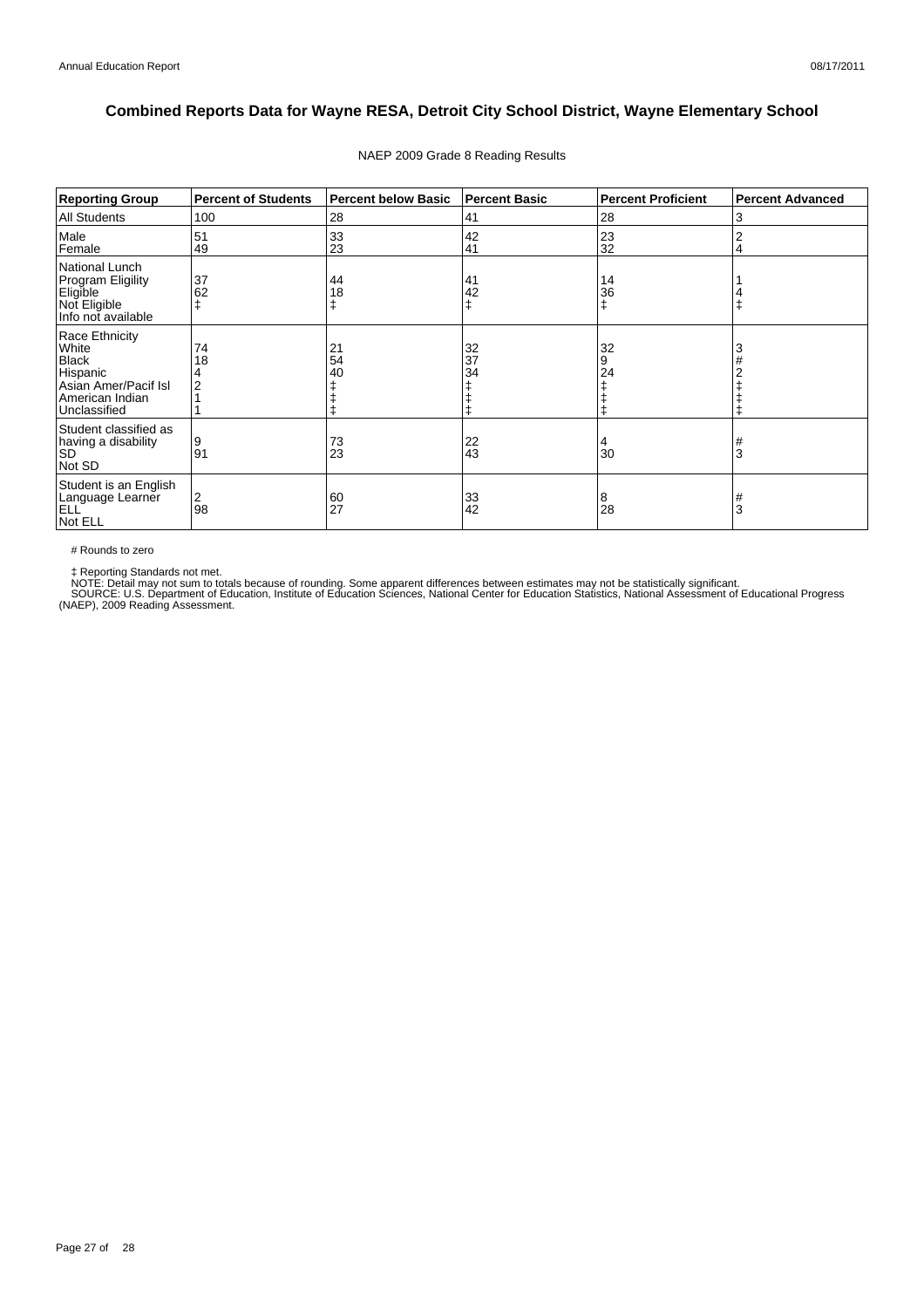## Combined Reports Data for Wayne RESA, Detroit City School District, Wayne Elementary School

NAEP 2009 Grade 8 Reading Results

| Reporting Group | Percent of Students | Percent below Basic | Percent Basic | Percent Proficient | Percent Advanced |
|---|---|---|---|---|---|
| All Students | 100 | 28 | 41 | 28 | 3 |
| Male | 51 | 33 | 42 | 23 | 2 |
| Female | 49 | 23 | 41 | 32 | 4 |
| National Lunch Program Eligility | | | | | |
| Eligible | 37 | 44 | 41 | 14 | 1 |
| Not Eligible | 62 | 18 | 42 | 36 | 4 |
| Info not available | ‡ | ‡ | ‡ | ‡ | ‡ |
| Race Ethnicity | | | | | |
| White | 74 | 21 | 32 | 32 | 3 |
| Black | 18 | 54 | 37 | 9 | # |
| Hispanic | 4 | 40 | 34 | 24 | 2 |
| Asian Amer/Pacif Isl | 2 | ‡ | ‡ | ‡ | ‡ |
| American Indian | 1 | ‡ | ‡ | ‡ | ‡ |
| Unclassified | 1 | ‡ | ‡ | ‡ | ‡ |
| Student classified as having a disability | | | | | |
| SD | 9 | 73 | 22 | 4 | # |
| Not SD | 91 | 23 | 43 | 30 | 3 |
| Student is an English Language Learner | | | | | |
| ELL | 2 | 60 | 33 | 8 | # |
| Not ELL | 98 | 27 | 42 | 28 | 3 |

# Rounds to zero

‡ Reporting Standards not met.

NOTE: Detail may not sum to totals because of rounding. Some apparent differences between estimates may not be statistically significant.

SOURCE: U.S. Department of Education, Institute of Education Sciences, National Center for Education Statistics, National Assessment of Educational Progress (NAEP), 2009 Reading Assessment.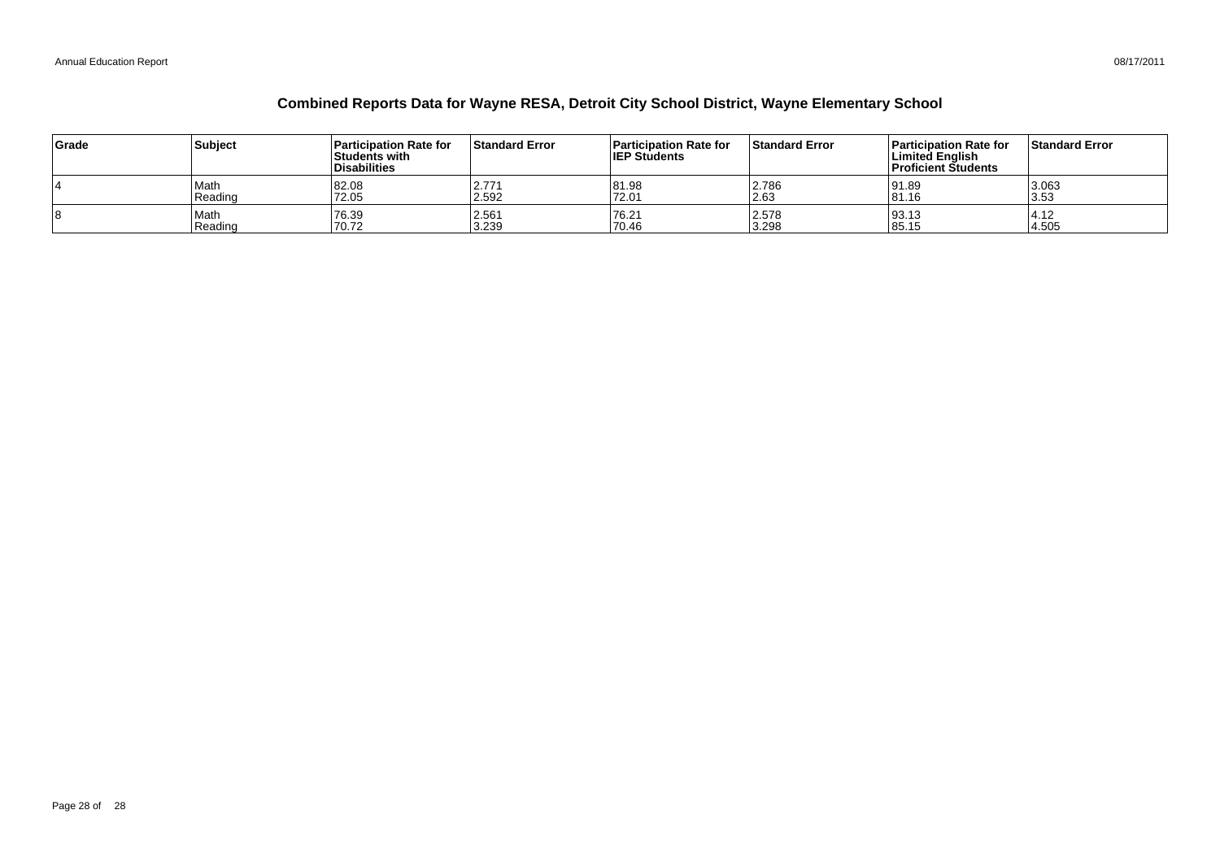# Combined Reports Data for Wayne RESA, Detroit City School District, Wayne Elementary School

| Grade | Subject | Participation Rate for Students with Disabilities | Standard Error | Participation Rate for IEP Students | Standard Error | Participation Rate for Limited English Proficient Students | Standard Error |
|---|---|---|---|---|---|---|---|
| 4 | Math | 82.08 | 2.771 | 81.98 | 2.786 | 91.89 | 3.063 |
| | Reading | 72.05 | 2.592 | 72.01 | 2.63 | 81.16 | 3.53 |
| 8 | Math | 76.39 | 2.561 | 76.21 | 2.578 | 93.13 | 4.12 |
| | Reading | 70.72 | 3.239 | 70.46 | 3.298 | 85.15 | 4.505 |